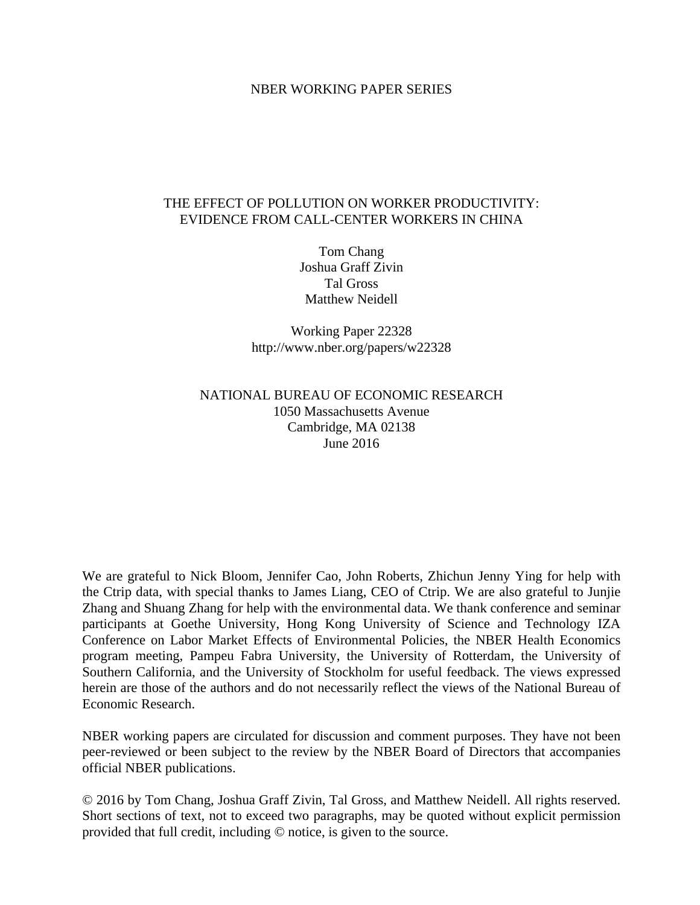NBER WORKING PAPER SERIES

# THE EFFECT OF POLLUTION ON WORKER PRODUCTIVITY: EVIDENCE FROM CALL-CENTER WORKERS IN CHINA

Tom Chang
Joshua Graff Zivin
Tal Gross
Matthew Neidell

Working Paper 22328
http://www.nber.org/papers/w22328

NATIONAL BUREAU OF ECONOMIC RESEARCH
1050 Massachusetts Avenue
Cambridge, MA 02138
June 2016

We are grateful to Nick Bloom, Jennifer Cao, John Roberts, Zhichun Jenny Ying for help with the Ctrip data, with special thanks to James Liang, CEO of Ctrip. We are also grateful to Junjie Zhang and Shuang Zhang for help with the environmental data. We thank conference and seminar participants at Goethe University, Hong Kong University of Science and Technology IZA Conference on Labor Market Effects of Environmental Policies, the NBER Health Economics program meeting, Pampeu Fabra University, the University of Rotterdam, the University of Southern California, and the University of Stockholm for useful feedback. The views expressed herein are those of the authors and do not necessarily reflect the views of the National Bureau of Economic Research.

NBER working papers are circulated for discussion and comment purposes. They have not been peer-reviewed or been subject to the review by the NBER Board of Directors that accompanies official NBER publications.

© 2016 by Tom Chang, Joshua Graff Zivin, Tal Gross, and Matthew Neidell. All rights reserved. Short sections of text, not to exceed two paragraphs, may be quoted without explicit permission provided that full credit, including © notice, is given to the source.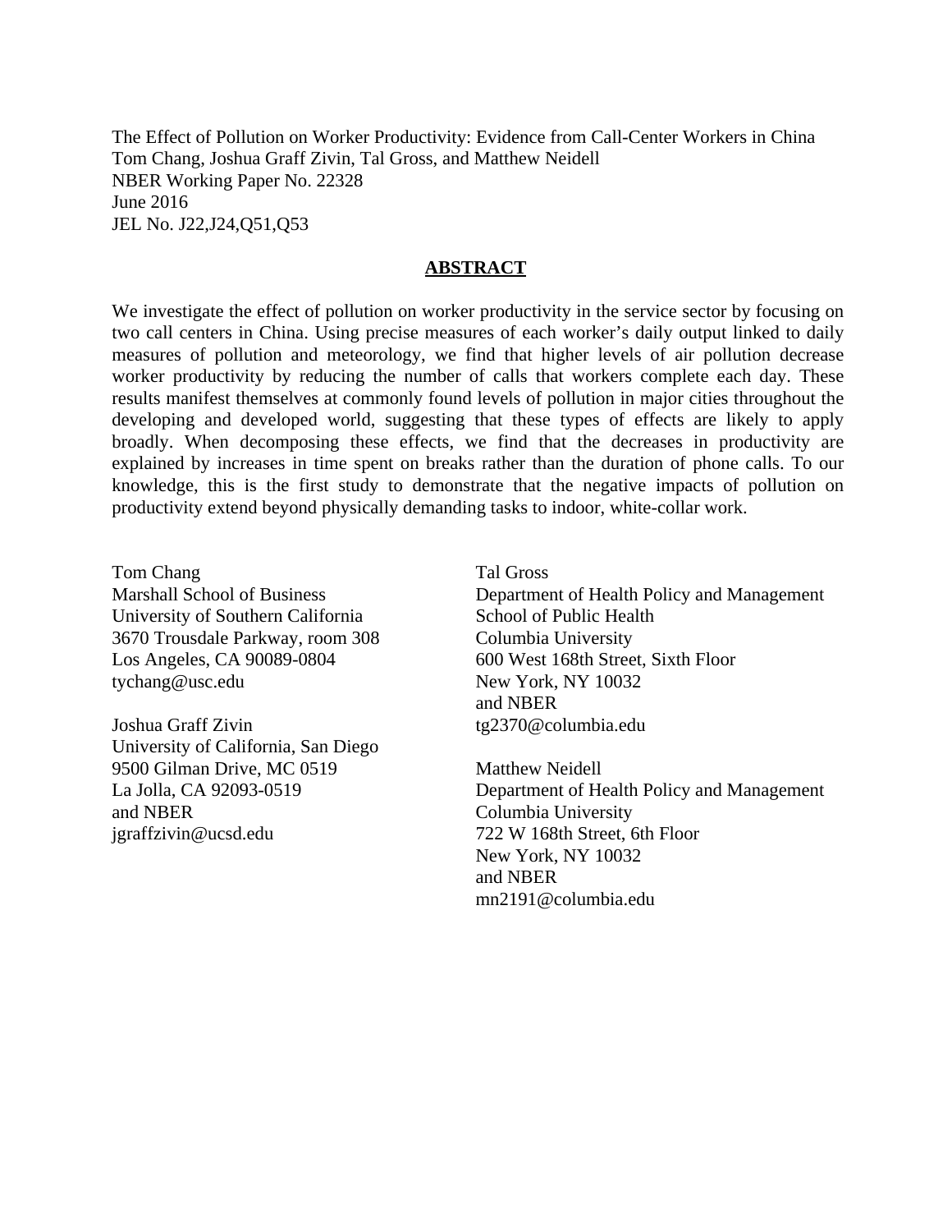The Effect of Pollution on Worker Productivity: Evidence from Call-Center Workers in China
Tom Chang, Joshua Graff Zivin, Tal Gross, and Matthew Neidell
NBER Working Paper No. 22328
June 2016
JEL No. J22,J24,Q51,Q53

## ABSTRACT

We investigate the effect of pollution on worker productivity in the service sector by focusing on two call centers in China. Using precise measures of each worker's daily output linked to daily measures of pollution and meteorology, we find that higher levels of air pollution decrease worker productivity by reducing the number of calls that workers complete each day. These results manifest themselves at commonly found levels of pollution in major cities throughout the developing and developed world, suggesting that these types of effects are likely to apply broadly. When decomposing these effects, we find that the decreases in productivity are explained by increases in time spent on breaks rather than the duration of phone calls. To our knowledge, this is the first study to demonstrate that the negative impacts of pollution on productivity extend beyond physically demanding tasks to indoor, white-collar work.

Tom Chang
Marshall School of Business
University of Southern California
3670 Trousdale Parkway, room 308
Los Angeles, CA 90089-0804
tychang@usc.edu

Joshua Graff Zivin
University of California, San Diego
9500 Gilman Drive, MC 0519
La Jolla, CA 92093-0519
and NBER
jgraffzivin@ucsd.edu

Tal Gross
Department of Health Policy and Management
School of Public Health
Columbia University
600 West 168th Street, Sixth Floor
New York, NY 10032
and NBER
tg2370@columbia.edu

Matthew Neidell
Department of Health Policy and Management
Columbia University
722 W 168th Street, 6th Floor
New York, NY 10032
and NBER
mn2191@columbia.edu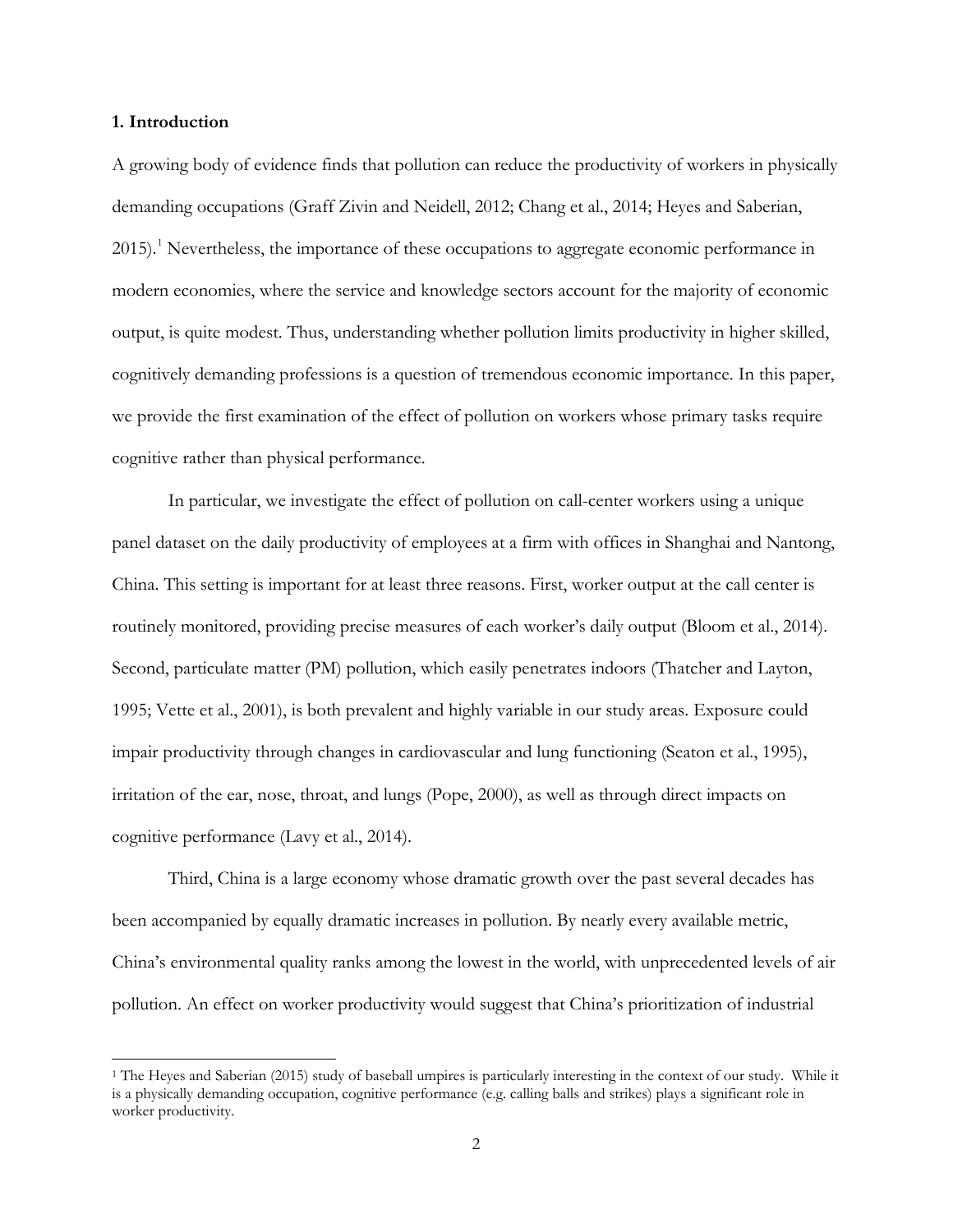## 1. Introduction

A growing body of evidence finds that pollution can reduce the productivity of workers in physically demanding occupations (Graff Zivin and Neidell, 2012; Chang et al., 2014; Heyes and Saberian, 2015).[1] Nevertheless, the importance of these occupations to aggregate economic performance in modern economies, where the service and knowledge sectors account for the majority of economic output, is quite modest. Thus, understanding whether pollution limits productivity in higher skilled, cognitively demanding professions is a question of tremendous economic importance. In this paper, we provide the first examination of the effect of pollution on workers whose primary tasks require cognitive rather than physical performance.

In particular, we investigate the effect of pollution on call-center workers using a unique panel dataset on the daily productivity of employees at a firm with offices in Shanghai and Nantong, China. This setting is important for at least three reasons. First, worker output at the call center is routinely monitored, providing precise measures of each worker's daily output (Bloom et al., 2014). Second, particulate matter (PM) pollution, which easily penetrates indoors (Thatcher and Layton, 1995; Vette et al., 2001), is both prevalent and highly variable in our study areas. Exposure could impair productivity through changes in cardiovascular and lung functioning (Seaton et al., 1995), irritation of the ear, nose, throat, and lungs (Pope, 2000), as well as through direct impacts on cognitive performance (Lavy et al., 2014).

Third, China is a large economy whose dramatic growth over the past several decades has been accompanied by equally dramatic increases in pollution. By nearly every available metric, China's environmental quality ranks among the lowest in the world, with unprecedented levels of air pollution. An effect on worker productivity would suggest that China's prioritization of industrial

[1] The Heyes and Saberian (2015) study of baseball umpires is particularly interesting in the context of our study. While it is a physically demanding occupation, cognitive performance (e.g. calling balls and strikes) plays a significant role in worker productivity.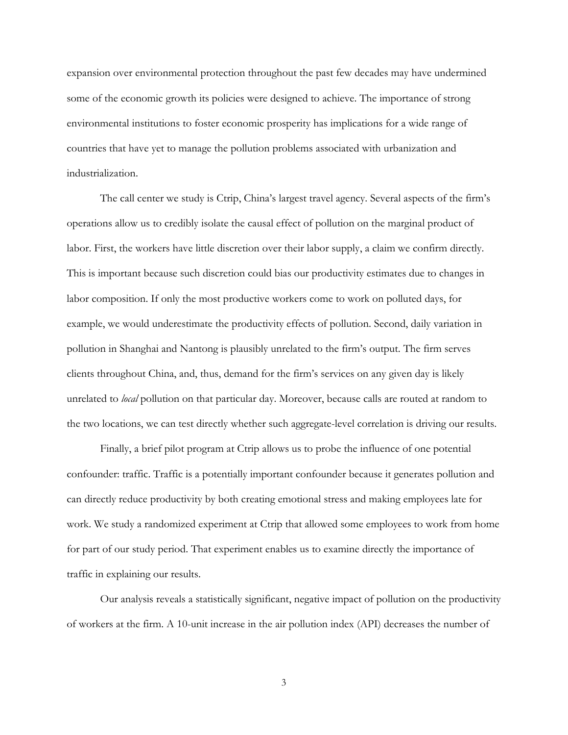expansion over environmental protection throughout the past few decades may have undermined some of the economic growth its policies were designed to achieve. The importance of strong environmental institutions to foster economic prosperity has implications for a wide range of countries that have yet to manage the pollution problems associated with urbanization and industrialization.

The call center we study is Ctrip, China's largest travel agency. Several aspects of the firm's operations allow us to credibly isolate the causal effect of pollution on the marginal product of labor. First, the workers have little discretion over their labor supply, a claim we confirm directly. This is important because such discretion could bias our productivity estimates due to changes in labor composition. If only the most productive workers come to work on polluted days, for example, we would underestimate the productivity effects of pollution. Second, daily variation in pollution in Shanghai and Nantong is plausibly unrelated to the firm's output. The firm serves clients throughout China, and, thus, demand for the firm's services on any given day is likely unrelated to *local* pollution on that particular day. Moreover, because calls are routed at random to the two locations, we can test directly whether such aggregate-level correlation is driving our results.

Finally, a brief pilot program at Ctrip allows us to probe the influence of one potential confounder: traffic. Traffic is a potentially important confounder because it generates pollution and can directly reduce productivity by both creating emotional stress and making employees late for work. We study a randomized experiment at Ctrip that allowed some employees to work from home for part of our study period. That experiment enables us to examine directly the importance of traffic in explaining our results.

Our analysis reveals a statistically significant, negative impact of pollution on the productivity of workers at the firm. A 10-unit increase in the air pollution index (API) decreases the number of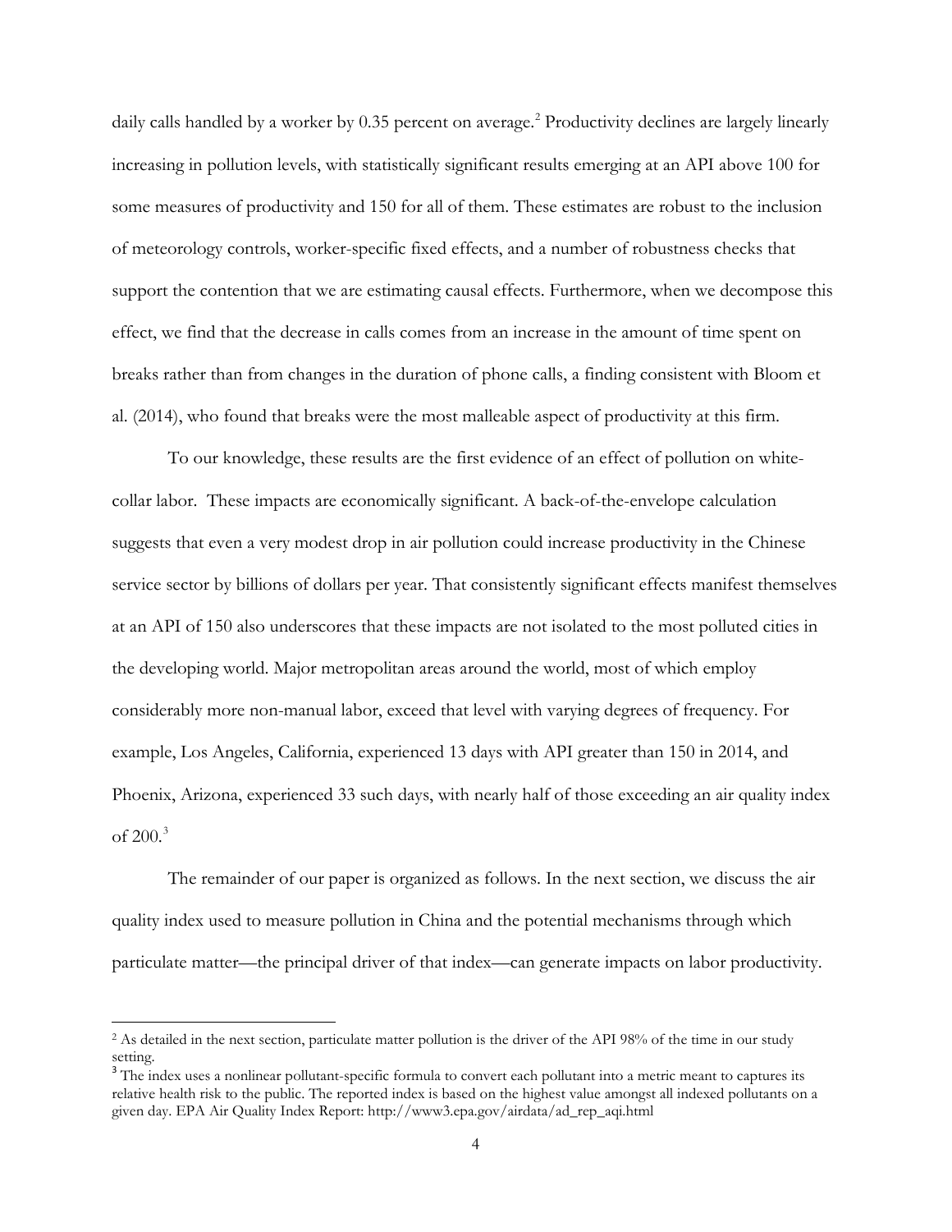daily calls handled by a worker by 0.35 percent on average.[2] Productivity declines are largely linearly increasing in pollution levels, with statistically significant results emerging at an API above 100 for some measures of productivity and 150 for all of them. These estimates are robust to the inclusion of meteorology controls, worker-specific fixed effects, and a number of robustness checks that support the contention that we are estimating causal effects. Furthermore, when we decompose this effect, we find that the decrease in calls comes from an increase in the amount of time spent on breaks rather than from changes in the duration of phone calls, a finding consistent with Bloom et al. (2014), who found that breaks were the most malleable aspect of productivity at this firm.

To our knowledge, these results are the first evidence of an effect of pollution on white-collar labor. These impacts are economically significant. A back-of-the-envelope calculation suggests that even a very modest drop in air pollution could increase productivity in the Chinese service sector by billions of dollars per year. That consistently significant effects manifest themselves at an API of 150 also underscores that these impacts are not isolated to the most polluted cities in the developing world. Major metropolitan areas around the world, most of which employ considerably more non-manual labor, exceed that level with varying degrees of frequency. For example, Los Angeles, California, experienced 13 days with API greater than 150 in 2014, and Phoenix, Arizona, experienced 33 such days, with nearly half of those exceeding an air quality index of 200.[3]

The remainder of our paper is organized as follows. In the next section, we discuss the air quality index used to measure pollution in China and the potential mechanisms through which particulate matter—the principal driver of that index—can generate impacts on labor productivity.

[2] As detailed in the next section, particulate matter pollution is the driver of the API 98% of the time in our study setting.

[3] The index uses a nonlinear pollutant-specific formula to convert each pollutant into a metric meant to captures its relative health risk to the public. The reported index is based on the highest value amongst all indexed pollutants on a given day. EPA Air Quality Index Report: http://www3.epa.gov/airdata/ad_rep_aqi.html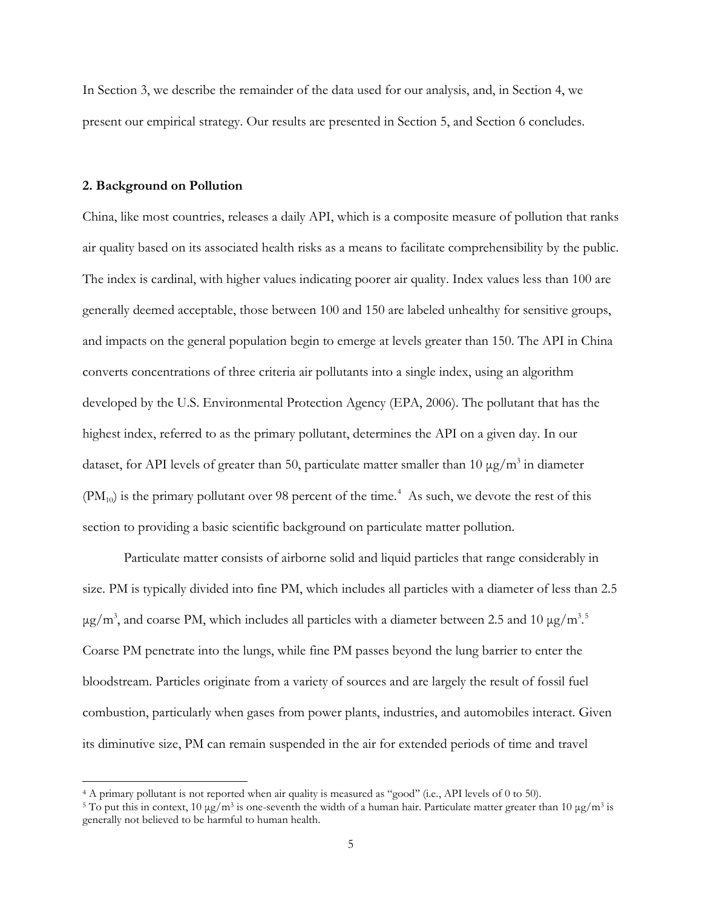In Section 3, we describe the remainder of the data used for our analysis, and, in Section 4, we present our empirical strategy. Our results are presented in Section 5, and Section 6 concludes.

## 2. Background on Pollution

China, like most countries, releases a daily API, which is a composite measure of pollution that ranks air quality based on its associated health risks as a means to facilitate comprehensibility by the public. The index is cardinal, with higher values indicating poorer air quality. Index values less than 100 are generally deemed acceptable, those between 100 and 150 are labeled unhealthy for sensitive groups, and impacts on the general population begin to emerge at levels greater than 150. The API in China converts concentrations of three criteria air pollutants into a single index, using an algorithm developed by the U.S. Environmental Protection Agency (EPA, 2006). The pollutant that has the highest index, referred to as the primary pollutant, determines the API on a given day. In our dataset, for API levels of greater than 50, particulate matter smaller than 10 $\mu g/m^3$ in diameter ($PM_{10}$) is the primary pollutant over 98 percent of the time.[4] As such, we devote the rest of this section to providing a basic scientific background on particulate matter pollution.

Particulate matter consists of airborne solid and liquid particles that range considerably in size. PM is typically divided into fine PM, which includes all particles with a diameter of less than 2.5 $\mu g/m^3$, and coarse PM, which includes all particles with a diameter between 2.5 and 10 $\mu g/m^3$.[5] Coarse PM penetrate into the lungs, while fine PM passes beyond the lung barrier to enter the bloodstream. Particles originate from a variety of sources and are largely the result of fossil fuel combustion, particularly when gases from power plants, industries, and automobiles interact. Given its diminutive size, PM can remain suspended in the air for extended periods of time and travel

[4] A primary pollutant is not reported when air quality is measured as "good" (i.e., API levels of 0 to 50).

[5] To put this in context, 10 $\mu g/m^3$ is one-seventh the width of a human hair. Particulate matter greater than 10 $\mu g/m^3$ is generally not believed to be harmful to human health.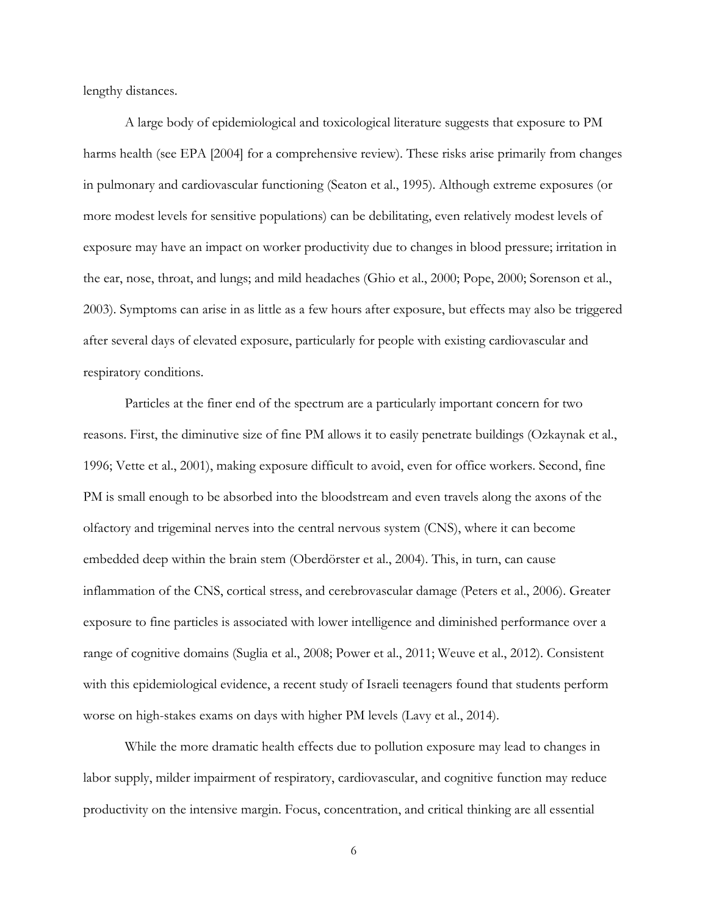lengthy distances.

A large body of epidemiological and toxicological literature suggests that exposure to PM harms health (see EPA [2004] for a comprehensive review). These risks arise primarily from changes in pulmonary and cardiovascular functioning (Seaton et al., 1995). Although extreme exposures (or more modest levels for sensitive populations) can be debilitating, even relatively modest levels of exposure may have an impact on worker productivity due to changes in blood pressure; irritation in the ear, nose, throat, and lungs; and mild headaches (Ghio et al., 2000; Pope, 2000; Sorenson et al., 2003). Symptoms can arise in as little as a few hours after exposure, but effects may also be triggered after several days of elevated exposure, particularly for people with existing cardiovascular and respiratory conditions.

Particles at the finer end of the spectrum are a particularly important concern for two reasons. First, the diminutive size of fine PM allows it to easily penetrate buildings (Ozkaynak et al., 1996; Vette et al., 2001), making exposure difficult to avoid, even for office workers. Second, fine PM is small enough to be absorbed into the bloodstream and even travels along the axons of the olfactory and trigeminal nerves into the central nervous system (CNS), where it can become embedded deep within the brain stem (Oberdörster et al., 2004). This, in turn, can cause inflammation of the CNS, cortical stress, and cerebrovascular damage (Peters et al., 2006). Greater exposure to fine particles is associated with lower intelligence and diminished performance over a range of cognitive domains (Suglia et al., 2008; Power et al., 2011; Weuve et al., 2012). Consistent with this epidemiological evidence, a recent study of Israeli teenagers found that students perform worse on high-stakes exams on days with higher PM levels (Lavy et al., 2014).

While the more dramatic health effects due to pollution exposure may lead to changes in labor supply, milder impairment of respiratory, cardiovascular, and cognitive function may reduce productivity on the intensive margin. Focus, concentration, and critical thinking are all essential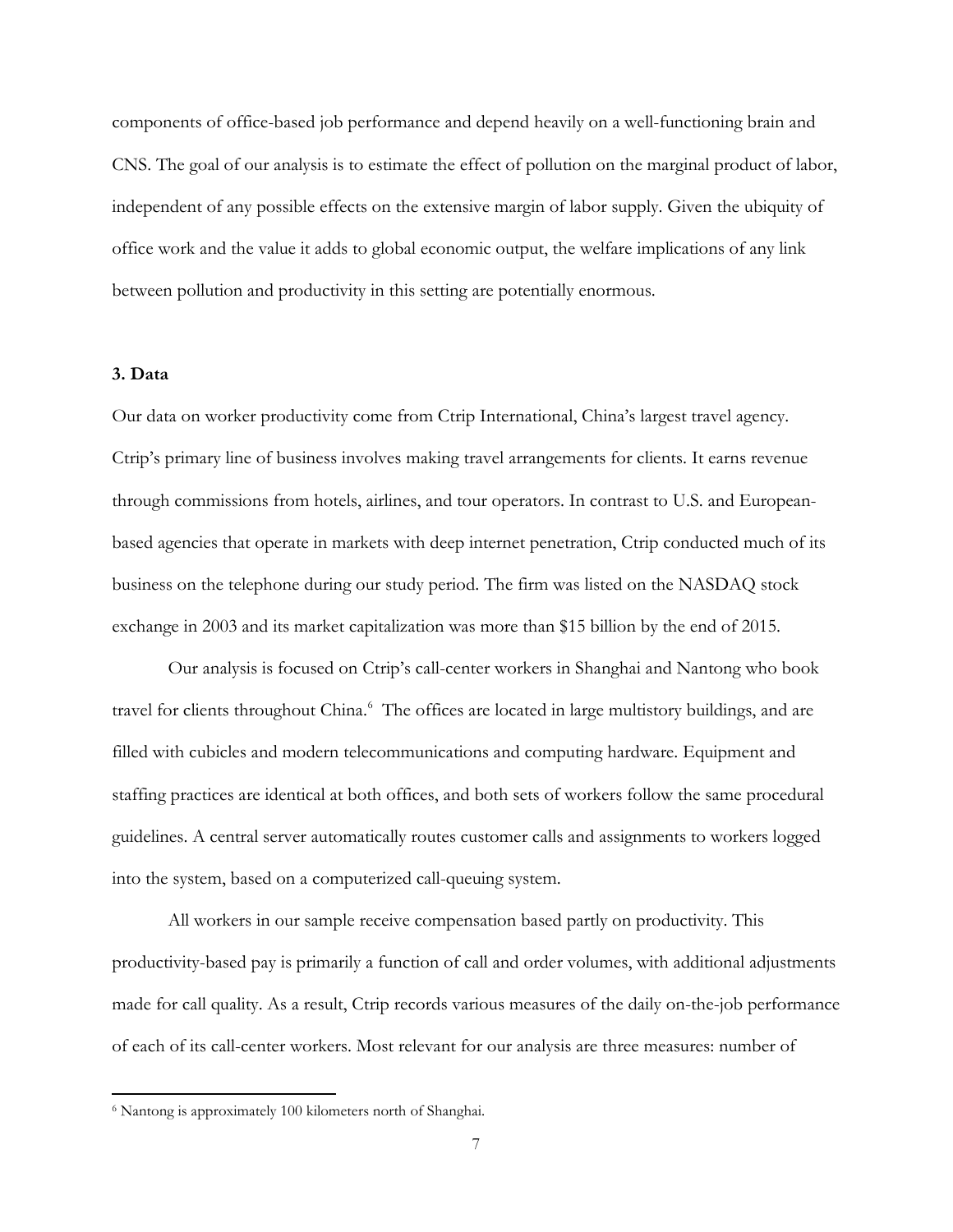components of office-based job performance and depend heavily on a well-functioning brain and CNS. The goal of our analysis is to estimate the effect of pollution on the marginal product of labor, independent of any possible effects on the extensive margin of labor supply. Given the ubiquity of office work and the value it adds to global economic output, the welfare implications of any link between pollution and productivity in this setting are potentially enormous.

### 3. Data

Our data on worker productivity come from Ctrip International, China's largest travel agency. Ctrip's primary line of business involves making travel arrangements for clients. It earns revenue through commissions from hotels, airlines, and tour operators. In contrast to U.S. and European-based agencies that operate in markets with deep internet penetration, Ctrip conducted much of its business on the telephone during our study period. The firm was listed on the NASDAQ stock exchange in 2003 and its market capitalization was more than $15 billion by the end of 2015.

Our analysis is focused on Ctrip's call-center workers in Shanghai and Nantong who book travel for clients throughout China.[6] The offices are located in large multistory buildings, and are filled with cubicles and modern telecommunications and computing hardware. Equipment and staffing practices are identical at both offices, and both sets of workers follow the same procedural guidelines. A central server automatically routes customer calls and assignments to workers logged into the system, based on a computerized call-queuing system.

All workers in our sample receive compensation based partly on productivity. This productivity-based pay is primarily a function of call and order volumes, with additional adjustments made for call quality. As a result, Ctrip records various measures of the daily on-the-job performance of each of its call-center workers. Most relevant for our analysis are three measures: number of

[6] Nantong is approximately 100 kilometers north of Shanghai.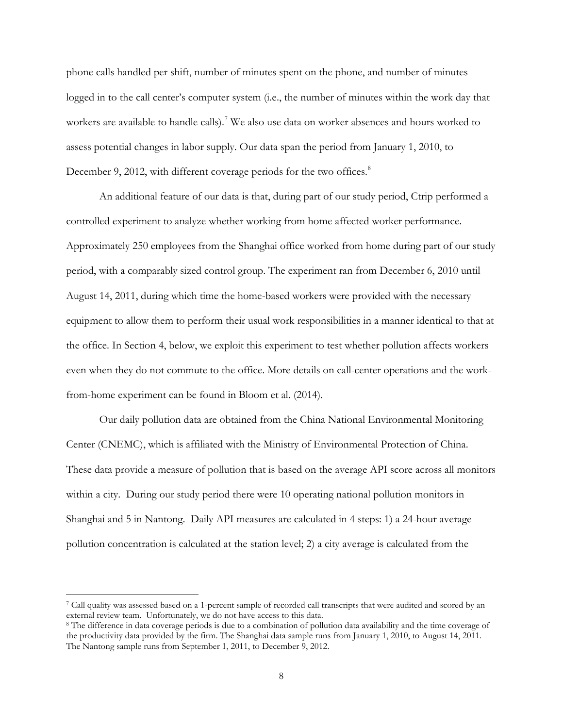phone calls handled per shift, number of minutes spent on the phone, and number of minutes logged in to the call center's computer system (i.e., the number of minutes within the work day that workers are available to handle calls).[7] We also use data on worker absences and hours worked to assess potential changes in labor supply. Our data span the period from January 1, 2010, to December 9, 2012, with different coverage periods for the two offices.[8]

An additional feature of our data is that, during part of our study period, Ctrip performed a controlled experiment to analyze whether working from home affected worker performance. Approximately 250 employees from the Shanghai office worked from home during part of our study period, with a comparably sized control group. The experiment ran from December 6, 2010 until August 14, 2011, during which time the home-based workers were provided with the necessary equipment to allow them to perform their usual work responsibilities in a manner identical to that at the office. In Section 4, below, we exploit this experiment to test whether pollution affects workers even when they do not commute to the office. More details on call-center operations and the work-from-home experiment can be found in Bloom et al. (2014).

Our daily pollution data are obtained from the China National Environmental Monitoring Center (CNEMC), which is affiliated with the Ministry of Environmental Protection of China. These data provide a measure of pollution that is based on the average API score across all monitors within a city. During our study period there were 10 operating national pollution monitors in Shanghai and 5 in Nantong. Daily API measures are calculated in 4 steps: 1) a 24-hour average pollution concentration is calculated at the station level; 2) a city average is calculated from the

---

[7] Call quality was assessed based on a 1-percent sample of recorded call transcripts that were audited and scored by an external review team. Unfortunately, we do not have access to this data.

[8] The difference in data coverage periods is due to a combination of pollution data availability and the time coverage of the productivity data provided by the firm. The Shanghai data sample runs from January 1, 2010, to August 14, 2011. The Nantong sample runs from September 1, 2011, to December 9, 2012.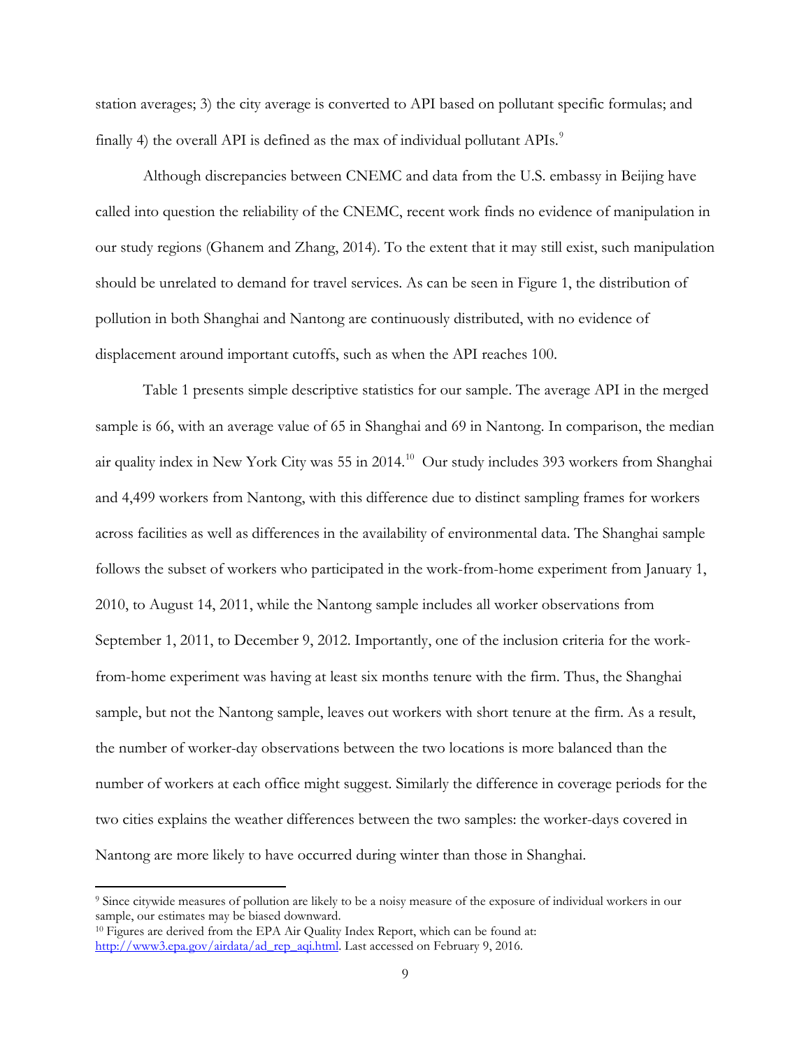station averages; 3) the city average is converted to API based on pollutant specific formulas; and finally 4) the overall API is defined as the max of individual pollutant APIs.[9]

Although discrepancies between CNEMC and data from the U.S. embassy in Beijing have called into question the reliability of the CNEMC, recent work finds no evidence of manipulation in our study regions (Ghanem and Zhang, 2014). To the extent that it may still exist, such manipulation should be unrelated to demand for travel services. As can be seen in Figure 1, the distribution of pollution in both Shanghai and Nantong are continuously distributed, with no evidence of displacement around important cutoffs, such as when the API reaches 100.

Table 1 presents simple descriptive statistics for our sample. The average API in the merged sample is 66, with an average value of 65 in Shanghai and 69 in Nantong. In comparison, the median air quality index in New York City was 55 in 2014.[10] Our study includes 393 workers from Shanghai and 4,499 workers from Nantong, with this difference due to distinct sampling frames for workers across facilities as well as differences in the availability of environmental data. The Shanghai sample follows the subset of workers who participated in the work-from-home experiment from January 1, 2010, to August 14, 2011, while the Nantong sample includes all worker observations from September 1, 2011, to December 9, 2012. Importantly, one of the inclusion criteria for the work-from-home experiment was having at least six months tenure with the firm. Thus, the Shanghai sample, but not the Nantong sample, leaves out workers with short tenure at the firm. As a result, the number of worker-day observations between the two locations is more balanced than the number of workers at each office might suggest. Similarly the difference in coverage periods for the two cities explains the weather differences between the two samples: the worker-days covered in Nantong are more likely to have occurred during winter than those in Shanghai.

---

[9] Since citywide measures of pollution are likely to be a noisy measure of the exposure of individual workers in our sample, our estimates may be biased downward.

[10] Figures are derived from the EPA Air Quality Index Report, which can be found at: http://www3.epa.gov/airdata/ad_rep_aqi.html. Last accessed on February 9, 2016.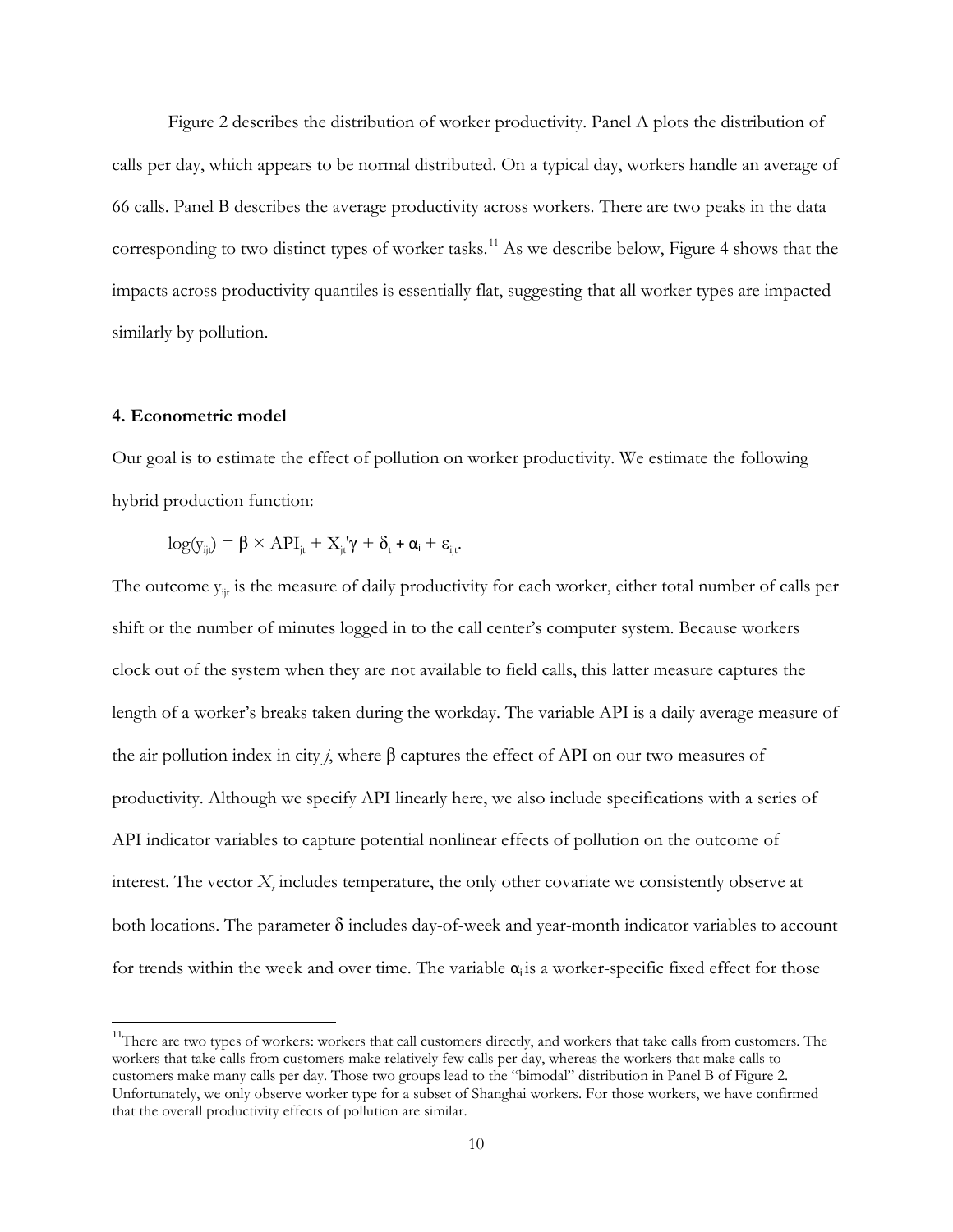Figure 2 describes the distribution of worker productivity. Panel A plots the distribution of calls per day, which appears to be normal distributed. On a typical day, workers handle an average of 66 calls. Panel B describes the average productivity across workers. There are two peaks in the data corresponding to two distinct types of worker tasks.[11] As we describe below, Figure 4 shows that the impacts across productivity quantiles is essentially flat, suggesting that all worker types are impacted similarly by pollution.

#### 4. Econometric model

Our goal is to estimate the effect of pollution on worker productivity. We estimate the following hybrid production function:

$$\log(y_{ijt}) = \beta \times \text{API}_{jt} + X_{jt}'\gamma + \delta_t + \alpha_i + \varepsilon_{ijt}.$$

The outcome $y_{ijt}$ is the measure of daily productivity for each worker, either total number of calls per shift or the number of minutes logged in to the call center's computer system. Because workers clock out of the system when they are not available to field calls, this latter measure captures the length of a worker's breaks taken during the workday. The variable API is a daily average measure of the air pollution index in city *j*, where $\beta$ captures the effect of API on our two measures of productivity. Although we specify API linearly here, we also include specifications with a series of API indicator variables to capture potential nonlinear effects of pollution on the outcome of interest. The vector $X_t$ includes temperature, the only other covariate we consistently observe at both locations. The parameter $\delta$ includes day-of-week and year-month indicator variables to account for trends within the week and over time. The variable $\alpha_i$ is a worker-specific fixed effect for those

---

[11] There are two types of workers: workers that call customers directly, and workers that take calls from customers. The workers that take calls from customers make relatively few calls per day, whereas the workers that make calls to customers make many calls per day. Those two groups lead to the "bimodal" distribution in Panel B of Figure 2. Unfortunately, we only observe worker type for a subset of Shanghai workers. For those workers, we have confirmed that the overall productivity effects of pollution are similar.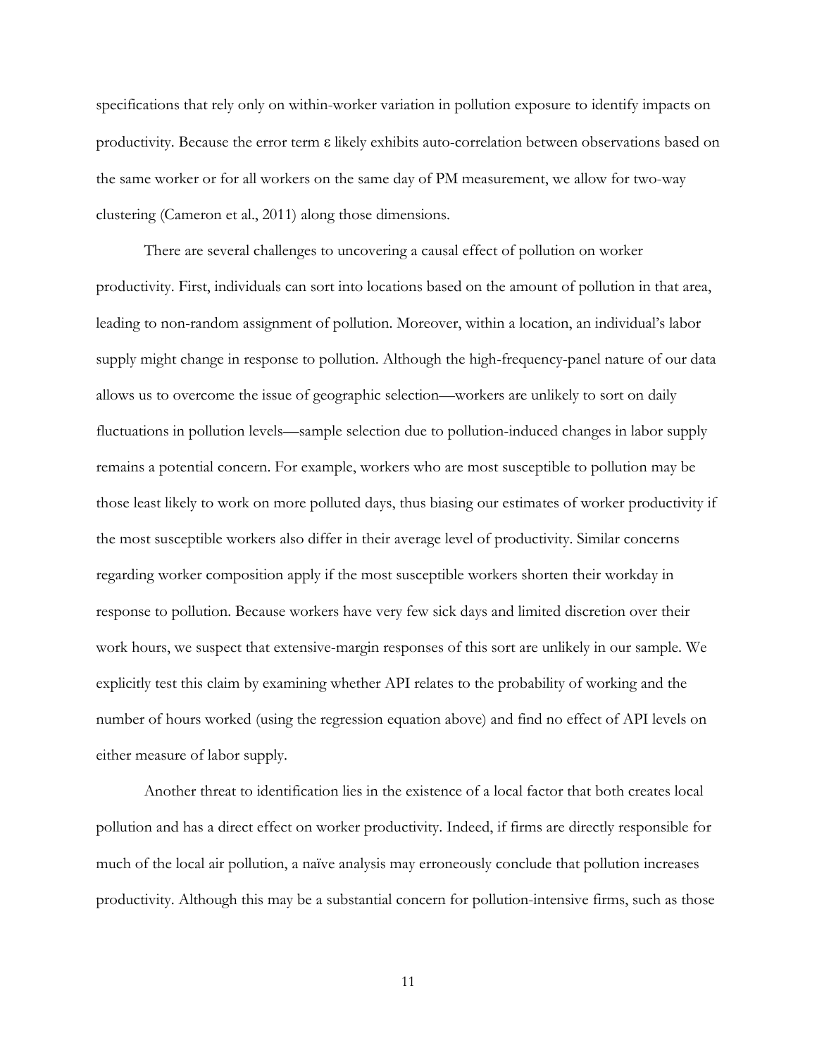specifications that rely only on within-worker variation in pollution exposure to identify impacts on productivity. Because the error term $\varepsilon$ likely exhibits auto-correlation between observations based on the same worker or for all workers on the same day of PM measurement, we allow for two-way clustering (Cameron et al., 2011) along those dimensions.

There are several challenges to uncovering a causal effect of pollution on worker productivity. First, individuals can sort into locations based on the amount of pollution in that area, leading to non-random assignment of pollution. Moreover, within a location, an individual's labor supply might change in response to pollution. Although the high-frequency-panel nature of our data allows us to overcome the issue of geographic selection—workers are unlikely to sort on daily fluctuations in pollution levels—sample selection due to pollution-induced changes in labor supply remains a potential concern. For example, workers who are most susceptible to pollution may be those least likely to work on more polluted days, thus biasing our estimates of worker productivity if the most susceptible workers also differ in their average level of productivity. Similar concerns regarding worker composition apply if the most susceptible workers shorten their workday in response to pollution. Because workers have very few sick days and limited discretion over their work hours, we suspect that extensive-margin responses of this sort are unlikely in our sample. We explicitly test this claim by examining whether API relates to the probability of working and the number of hours worked (using the regression equation above) and find no effect of API levels on either measure of labor supply.

Another threat to identification lies in the existence of a local factor that both creates local pollution and has a direct effect on worker productivity. Indeed, if firms are directly responsible for much of the local air pollution, a naïve analysis may erroneously conclude that pollution increases productivity. Although this may be a substantial concern for pollution-intensive firms, such as those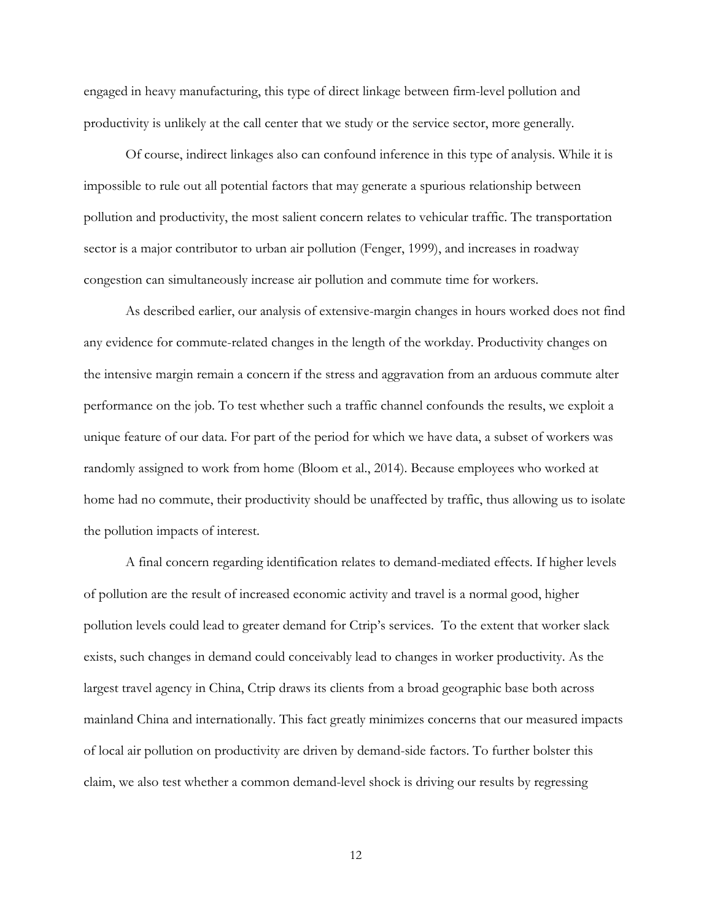engaged in heavy manufacturing, this type of direct linkage between firm-level pollution and productivity is unlikely at the call center that we study or the service sector, more generally.

Of course, indirect linkages also can confound inference in this type of analysis. While it is impossible to rule out all potential factors that may generate a spurious relationship between pollution and productivity, the most salient concern relates to vehicular traffic. The transportation sector is a major contributor to urban air pollution (Fenger, 1999), and increases in roadway congestion can simultaneously increase air pollution and commute time for workers.

As described earlier, our analysis of extensive-margin changes in hours worked does not find any evidence for commute-related changes in the length of the workday. Productivity changes on the intensive margin remain a concern if the stress and aggravation from an arduous commute alter performance on the job. To test whether such a traffic channel confounds the results, we exploit a unique feature of our data. For part of the period for which we have data, a subset of workers was randomly assigned to work from home (Bloom et al., 2014). Because employees who worked at home had no commute, their productivity should be unaffected by traffic, thus allowing us to isolate the pollution impacts of interest.

A final concern regarding identification relates to demand-mediated effects. If higher levels of pollution are the result of increased economic activity and travel is a normal good, higher pollution levels could lead to greater demand for Ctrip's services. To the extent that worker slack exists, such changes in demand could conceivably lead to changes in worker productivity. As the largest travel agency in China, Ctrip draws its clients from a broad geographic base both across mainland China and internationally. This fact greatly minimizes concerns that our measured impacts of local air pollution on productivity are driven by demand-side factors. To further bolster this claim, we also test whether a common demand-level shock is driving our results by regressing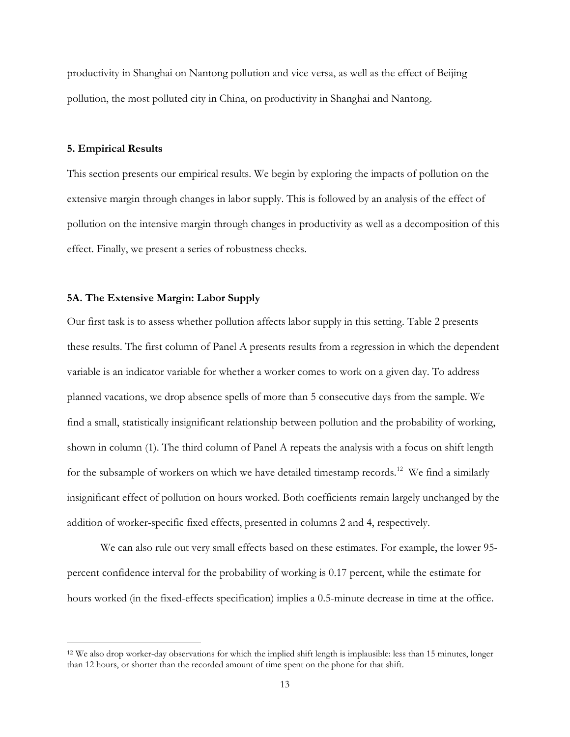productivity in Shanghai on Nantong pollution and vice versa, as well as the effect of Beijing pollution, the most polluted city in China, on productivity in Shanghai and Nantong.

## 5. Empirical Results

This section presents our empirical results. We begin by exploring the impacts of pollution on the extensive margin through changes in labor supply. This is followed by an analysis of the effect of pollution on the intensive margin through changes in productivity as well as a decomposition of this effect. Finally, we present a series of robustness checks.

### 5A. The Extensive Margin: Labor Supply

Our first task is to assess whether pollution affects labor supply in this setting. Table 2 presents these results. The first column of Panel A presents results from a regression in which the dependent variable is an indicator variable for whether a worker comes to work on a given day. To address planned vacations, we drop absence spells of more than 5 consecutive days from the sample. We find a small, statistically insignificant relationship between pollution and the probability of working, shown in column (1). The third column of Panel A repeats the analysis with a focus on shift length for the subsample of workers on which we have detailed timestamp records.[12] We find a similarly insignificant effect of pollution on hours worked. Both coefficients remain largely unchanged by the addition of worker-specific fixed effects, presented in columns 2 and 4, respectively.

We can also rule out very small effects based on these estimates. For example, the lower 95-percent confidence interval for the probability of working is 0.17 percent, while the estimate for hours worked (in the fixed-effects specification) implies a 0.5-minute decrease in time at the office.

[12] We also drop worker-day observations for which the implied shift length is implausible: less than 15 minutes, longer than 12 hours, or shorter than the recorded amount of time spent on the phone for that shift.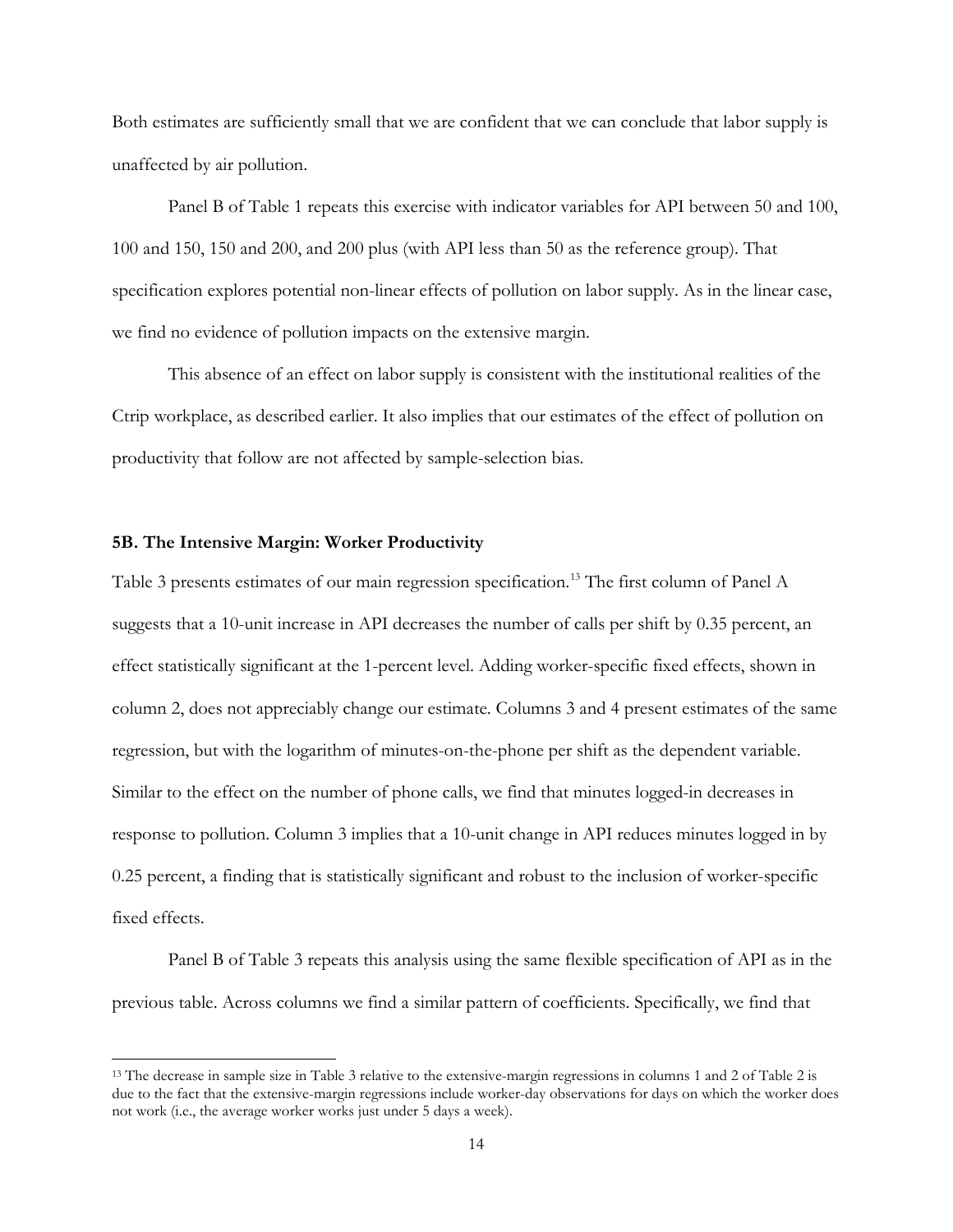Both estimates are sufficiently small that we are confident that we can conclude that labor supply is unaffected by air pollution.

Panel B of Table 1 repeats this exercise with indicator variables for API between 50 and 100, 100 and 150, 150 and 200, and 200 plus (with API less than 50 as the reference group). That specification explores potential non-linear effects of pollution on labor supply. As in the linear case, we find no evidence of pollution impacts on the extensive margin.

This absence of an effect on labor supply is consistent with the institutional realities of the Ctrip workplace, as described earlier. It also implies that our estimates of the effect of pollution on productivity that follow are not affected by sample-selection bias.

### 5B. The Intensive Margin: Worker Productivity

Table 3 presents estimates of our main regression specification.[13] The first column of Panel A suggests that a 10-unit increase in API decreases the number of calls per shift by 0.35 percent, an effect statistically significant at the 1-percent level. Adding worker-specific fixed effects, shown in column 2, does not appreciably change our estimate. Columns 3 and 4 present estimates of the same regression, but with the logarithm of minutes-on-the-phone per shift as the dependent variable. Similar to the effect on the number of phone calls, we find that minutes logged-in decreases in response to pollution. Column 3 implies that a 10-unit change in API reduces minutes logged in by 0.25 percent, a finding that is statistically significant and robust to the inclusion of worker-specific fixed effects.

Panel B of Table 3 repeats this analysis using the same flexible specification of API as in the previous table. Across columns we find a similar pattern of coefficients. Specifically, we find that

[13] The decrease in sample size in Table 3 relative to the extensive-margin regressions in columns 1 and 2 of Table 2 is due to the fact that the extensive-margin regressions include worker-day observations for days on which the worker does not work (i.e., the average worker works just under 5 days a week).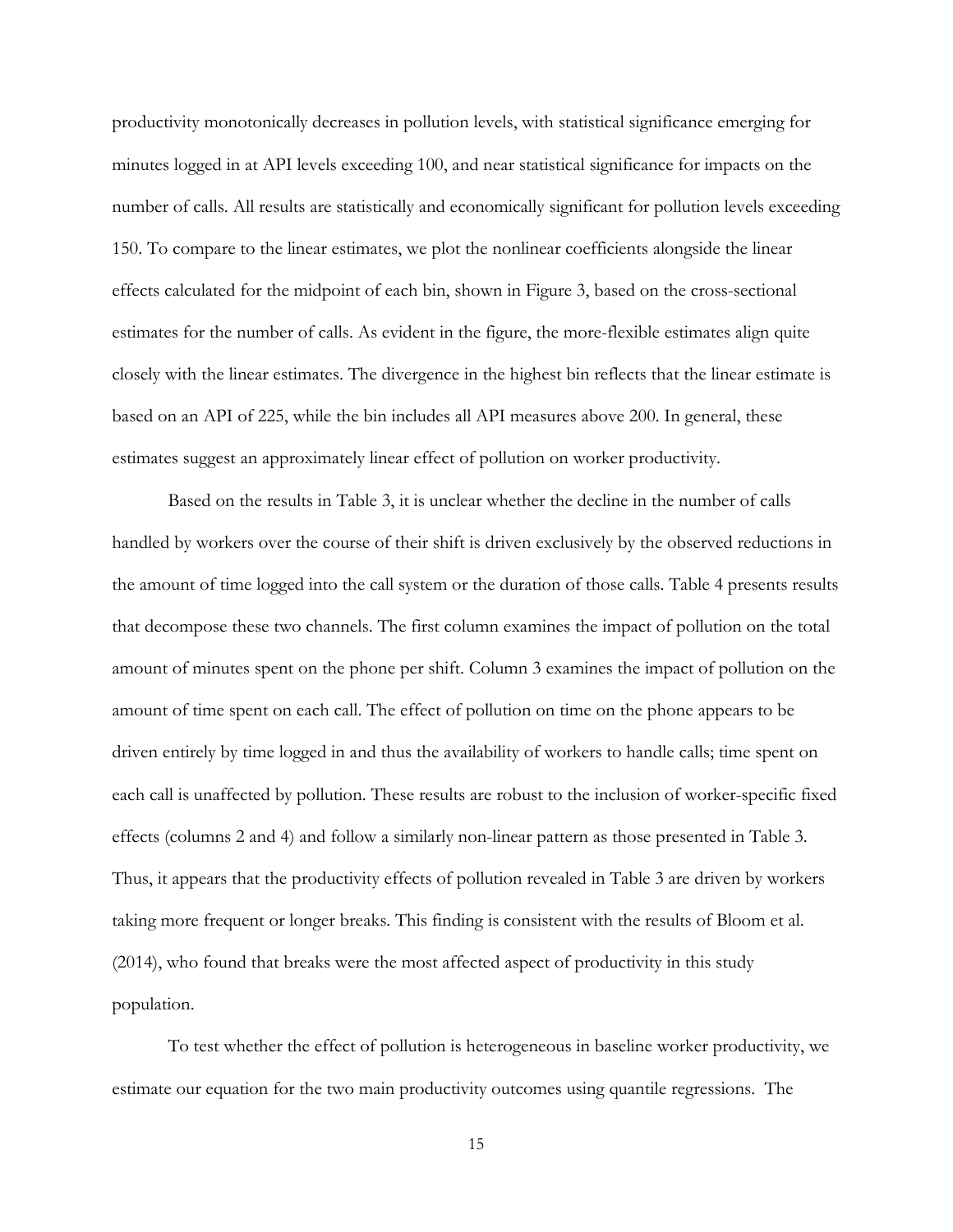productivity monotonically decreases in pollution levels, with statistical significance emerging for minutes logged in at API levels exceeding 100, and near statistical significance for impacts on the number of calls. All results are statistically and economically significant for pollution levels exceeding 150. To compare to the linear estimates, we plot the nonlinear coefficients alongside the linear effects calculated for the midpoint of each bin, shown in Figure 3, based on the cross-sectional estimates for the number of calls. As evident in the figure, the more-flexible estimates align quite closely with the linear estimates. The divergence in the highest bin reflects that the linear estimate is based on an API of 225, while the bin includes all API measures above 200. In general, these estimates suggest an approximately linear effect of pollution on worker productivity.

Based on the results in Table 3, it is unclear whether the decline in the number of calls handled by workers over the course of their shift is driven exclusively by the observed reductions in the amount of time logged into the call system or the duration of those calls. Table 4 presents results that decompose these two channels. The first column examines the impact of pollution on the total amount of minutes spent on the phone per shift. Column 3 examines the impact of pollution on the amount of time spent on each call. The effect of pollution on time on the phone appears to be driven entirely by time logged in and thus the availability of workers to handle calls; time spent on each call is unaffected by pollution. These results are robust to the inclusion of worker-specific fixed effects (columns 2 and 4) and follow a similarly non-linear pattern as those presented in Table 3. Thus, it appears that the productivity effects of pollution revealed in Table 3 are driven by workers taking more frequent or longer breaks. This finding is consistent with the results of Bloom et al. (2014), who found that breaks were the most affected aspect of productivity in this study population.

To test whether the effect of pollution is heterogeneous in baseline worker productivity, we estimate our equation for the two main productivity outcomes using quantile regressions. The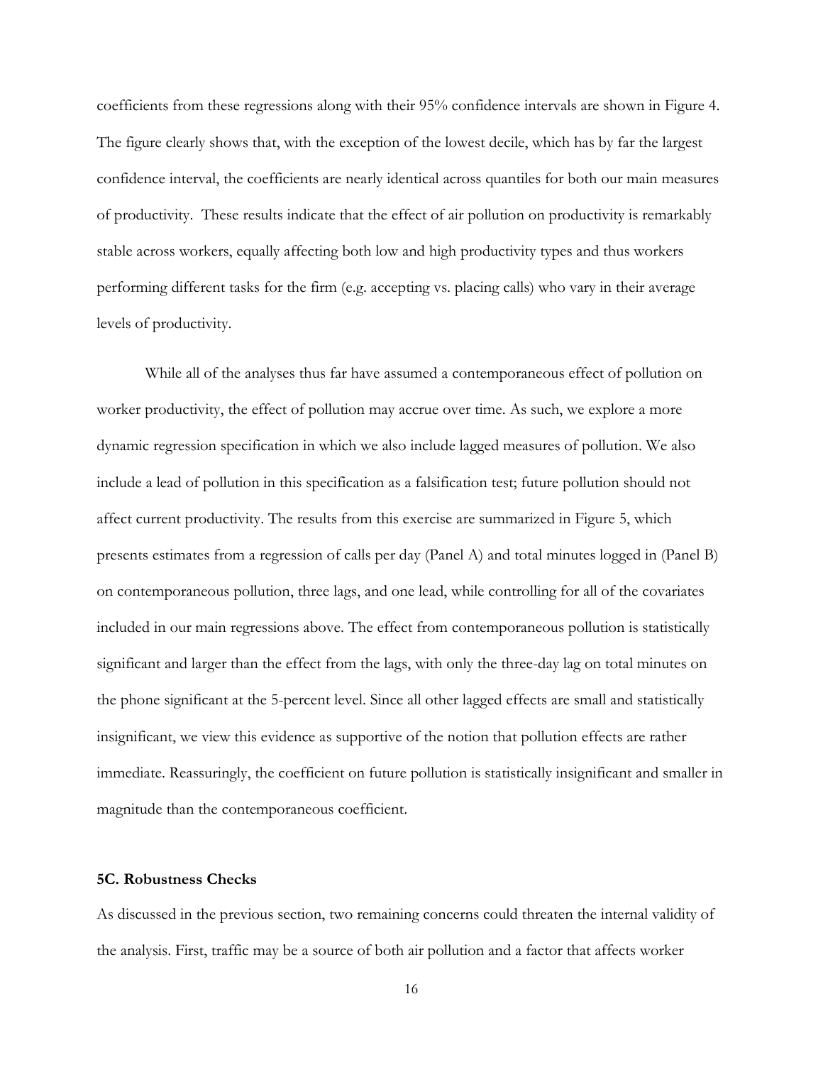coefficients from these regressions along with their 95% confidence intervals are shown in Figure 4. The figure clearly shows that, with the exception of the lowest decile, which has by far the largest confidence interval, the coefficients are nearly identical across quantiles for both our main measures of productivity. These results indicate that the effect of air pollution on productivity is remarkably stable across workers, equally affecting both low and high productivity types and thus workers performing different tasks for the firm (e.g. accepting vs. placing calls) who vary in their average levels of productivity.

While all of the analyses thus far have assumed a contemporaneous effect of pollution on worker productivity, the effect of pollution may accrue over time. As such, we explore a more dynamic regression specification in which we also include lagged measures of pollution. We also include a lead of pollution in this specification as a falsification test; future pollution should not affect current productivity. The results from this exercise are summarized in Figure 5, which presents estimates from a regression of calls per day (Panel A) and total minutes logged in (Panel B) on contemporaneous pollution, three lags, and one lead, while controlling for all of the covariates included in our main regressions above. The effect from contemporaneous pollution is statistically significant and larger than the effect from the lags, with only the three-day lag on total minutes on the phone significant at the 5-percent level. Since all other lagged effects are small and statistically insignificant, we view this evidence as supportive of the notion that pollution effects are rather immediate. Reassuringly, the coefficient on future pollution is statistically insignificant and smaller in magnitude than the contemporaneous coefficient.

### 5C. Robustness Checks

As discussed in the previous section, two remaining concerns could threaten the internal validity of the analysis. First, traffic may be a source of both air pollution and a factor that affects worker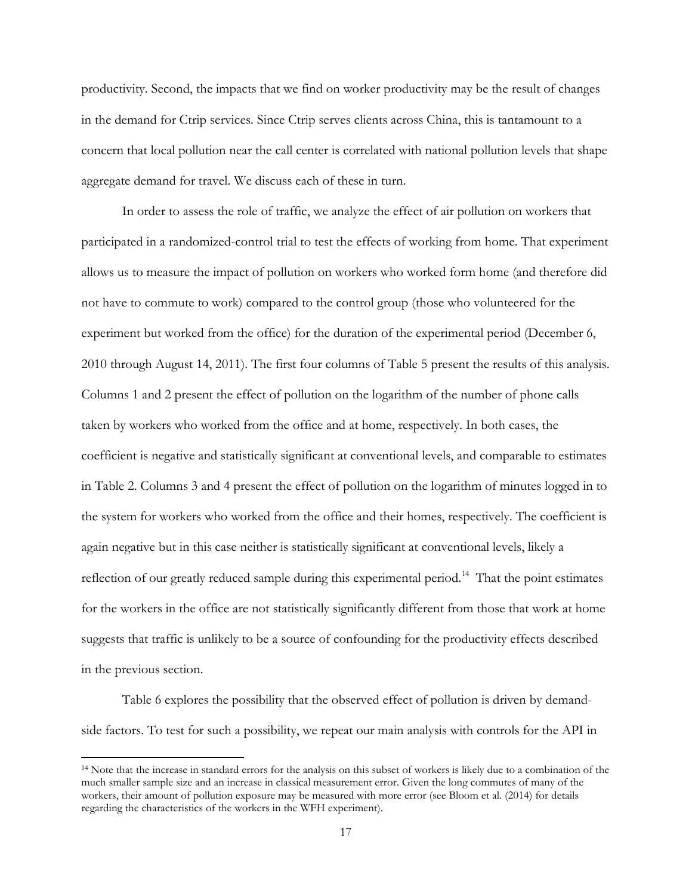productivity. Second, the impacts that we find on worker productivity may be the result of changes in the demand for Ctrip services. Since Ctrip serves clients across China, this is tantamount to a concern that local pollution near the call center is correlated with national pollution levels that shape aggregate demand for travel. We discuss each of these in turn.

In order to assess the role of traffic, we analyze the effect of air pollution on workers that participated in a randomized-control trial to test the effects of working from home. That experiment allows us to measure the impact of pollution on workers who worked form home (and therefore did not have to commute to work) compared to the control group (those who volunteered for the experiment but worked from the office) for the duration of the experimental period (December 6, 2010 through August 14, 2011). The first four columns of Table 5 present the results of this analysis. Columns 1 and 2 present the effect of pollution on the logarithm of the number of phone calls taken by workers who worked from the office and at home, respectively. In both cases, the coefficient is negative and statistically significant at conventional levels, and comparable to estimates in Table 2. Columns 3 and 4 present the effect of pollution on the logarithm of minutes logged in to the system for workers who worked from the office and their homes, respectively. The coefficient is again negative but in this case neither is statistically significant at conventional levels, likely a reflection of our greatly reduced sample during this experimental period.[14] That the point estimates for the workers in the office are not statistically significantly different from those that work at home suggests that traffic is unlikely to be a source of confounding for the productivity effects described in the previous section.

Table 6 explores the possibility that the observed effect of pollution is driven by demand-side factors. To test for such a possibility, we repeat our main analysis with controls for the API in

[14] Note that the increase in standard errors for the analysis on this subset of workers is likely due to a combination of the much smaller sample size and an increase in classical measurement error. Given the long commutes of many of the workers, their amount of pollution exposure may be measured with more error (see Bloom et al. (2014) for details regarding the characteristics of the workers in the WFH experiment).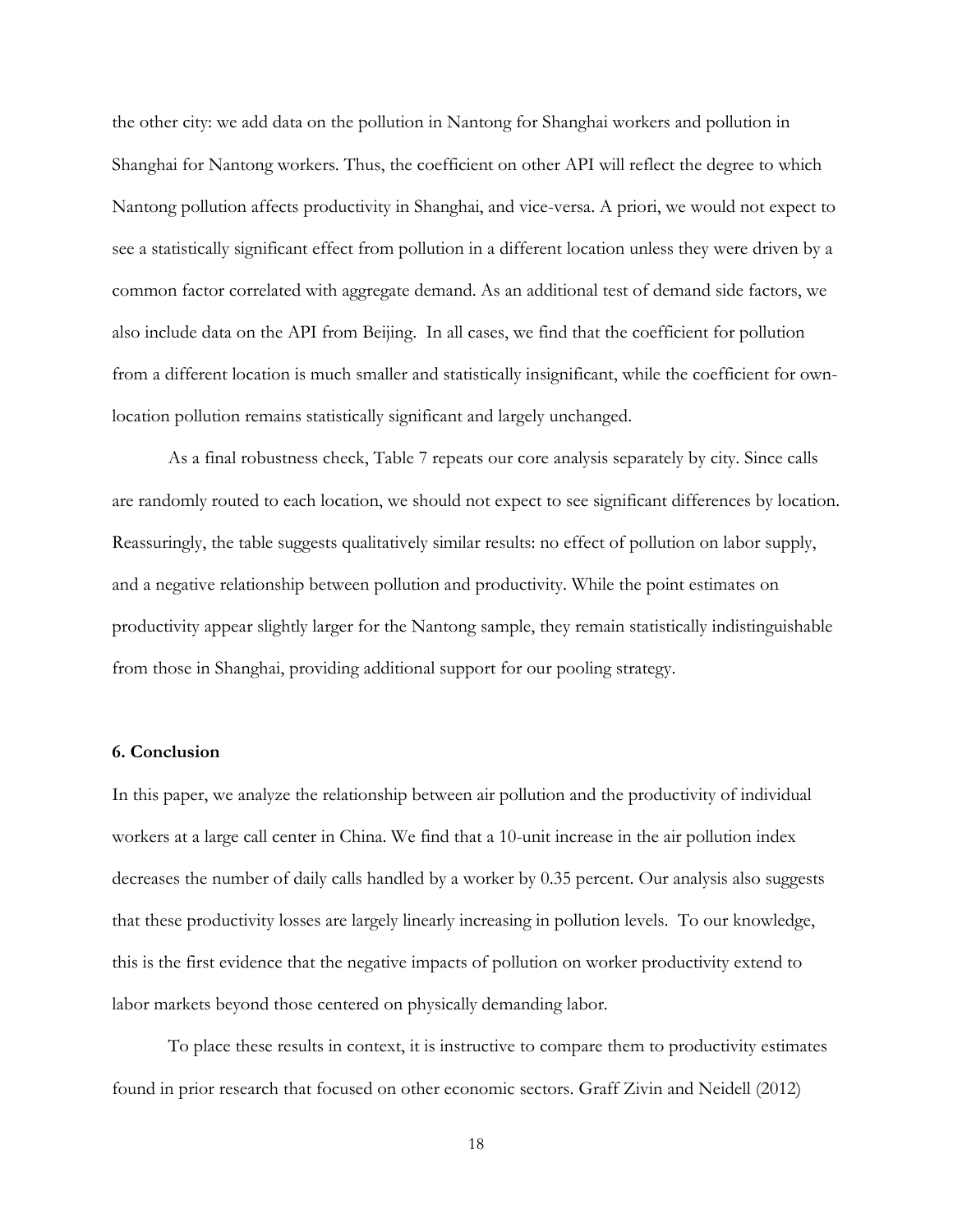the other city: we add data on the pollution in Nantong for Shanghai workers and pollution in Shanghai for Nantong workers. Thus, the coefficient on other API will reflect the degree to which Nantong pollution affects productivity in Shanghai, and vice-versa. A priori, we would not expect to see a statistically significant effect from pollution in a different location unless they were driven by a common factor correlated with aggregate demand. As an additional test of demand side factors, we also include data on the API from Beijing. In all cases, we find that the coefficient for pollution from a different location is much smaller and statistically insignificant, while the coefficient for own-location pollution remains statistically significant and largely unchanged.

As a final robustness check, Table 7 repeats our core analysis separately by city. Since calls are randomly routed to each location, we should not expect to see significant differences by location. Reassuringly, the table suggests qualitatively similar results: no effect of pollution on labor supply, and a negative relationship between pollution and productivity. While the point estimates on productivity appear slightly larger for the Nantong sample, they remain statistically indistinguishable from those in Shanghai, providing additional support for our pooling strategy.

### 6. Conclusion

In this paper, we analyze the relationship between air pollution and the productivity of individual workers at a large call center in China. We find that a 10-unit increase in the air pollution index decreases the number of daily calls handled by a worker by 0.35 percent. Our analysis also suggests that these productivity losses are largely linearly increasing in pollution levels. To our knowledge, this is the first evidence that the negative impacts of pollution on worker productivity extend to labor markets beyond those centered on physically demanding labor.

To place these results in context, it is instructive to compare them to productivity estimates found in prior research that focused on other economic sectors. Graff Zivin and Neidell (2012)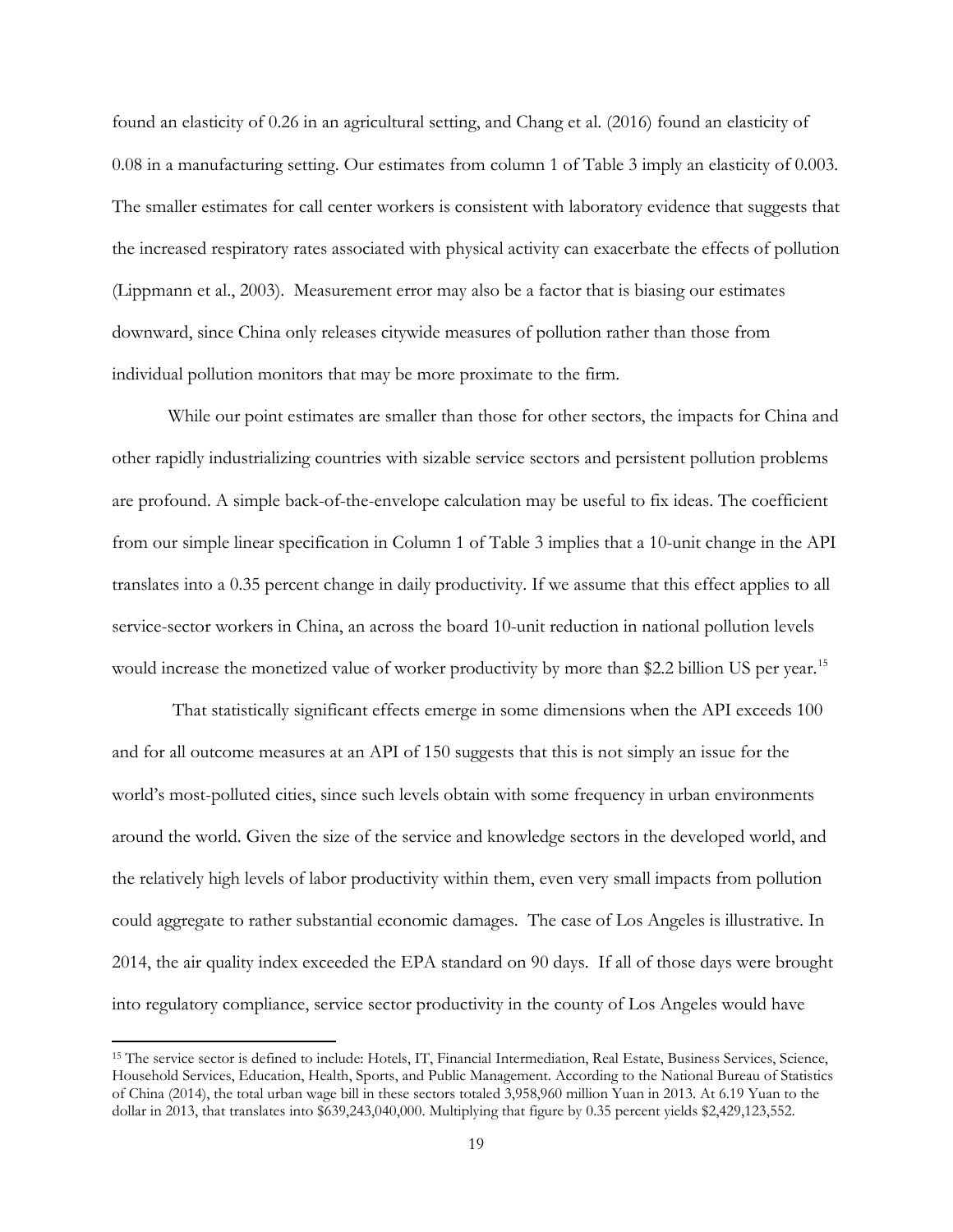found an elasticity of 0.26 in an agricultural setting, and Chang et al. (2016) found an elasticity of 0.08 in a manufacturing setting. Our estimates from column 1 of Table 3 imply an elasticity of 0.003. The smaller estimates for call center workers is consistent with laboratory evidence that suggests that the increased respiratory rates associated with physical activity can exacerbate the effects of pollution (Lippmann et al., 2003). Measurement error may also be a factor that is biasing our estimates downward, since China only releases citywide measures of pollution rather than those from individual pollution monitors that may be more proximate to the firm.

While our point estimates are smaller than those for other sectors, the impacts for China and other rapidly industrializing countries with sizable service sectors and persistent pollution problems are profound. A simple back-of-the-envelope calculation may be useful to fix ideas. The coefficient from our simple linear specification in Column 1 of Table 3 implies that a 10-unit change in the API translates into a 0.35 percent change in daily productivity. If we assume that this effect applies to all service-sector workers in China, an across the board 10-unit reduction in national pollution levels would increase the monetized value of worker productivity by more than $2.2 billion US per year.[15]

That statistically significant effects emerge in some dimensions when the API exceeds 100 and for all outcome measures at an API of 150 suggests that this is not simply an issue for the world's most-polluted cities, since such levels obtain with some frequency in urban environments around the world. Given the size of the service and knowledge sectors in the developed world, and the relatively high levels of labor productivity within them, even very small impacts from pollution could aggregate to rather substantial economic damages. The case of Los Angeles is illustrative. In 2014, the air quality index exceeded the EPA standard on 90 days. If all of those days were brought into regulatory compliance, service sector productivity in the county of Los Angeles would have

[15] The service sector is defined to include: Hotels, IT, Financial Intermediation, Real Estate, Business Services, Science, Household Services, Education, Health, Sports, and Public Management. According to the National Bureau of Statistics of China (2014), the total urban wage bill in these sectors totaled 3,958,960 million Yuan in 2013. At 6.19 Yuan to the dollar in 2013, that translates into $639,243,040,000. Multiplying that figure by 0.35 percent yields $2,429,123,552.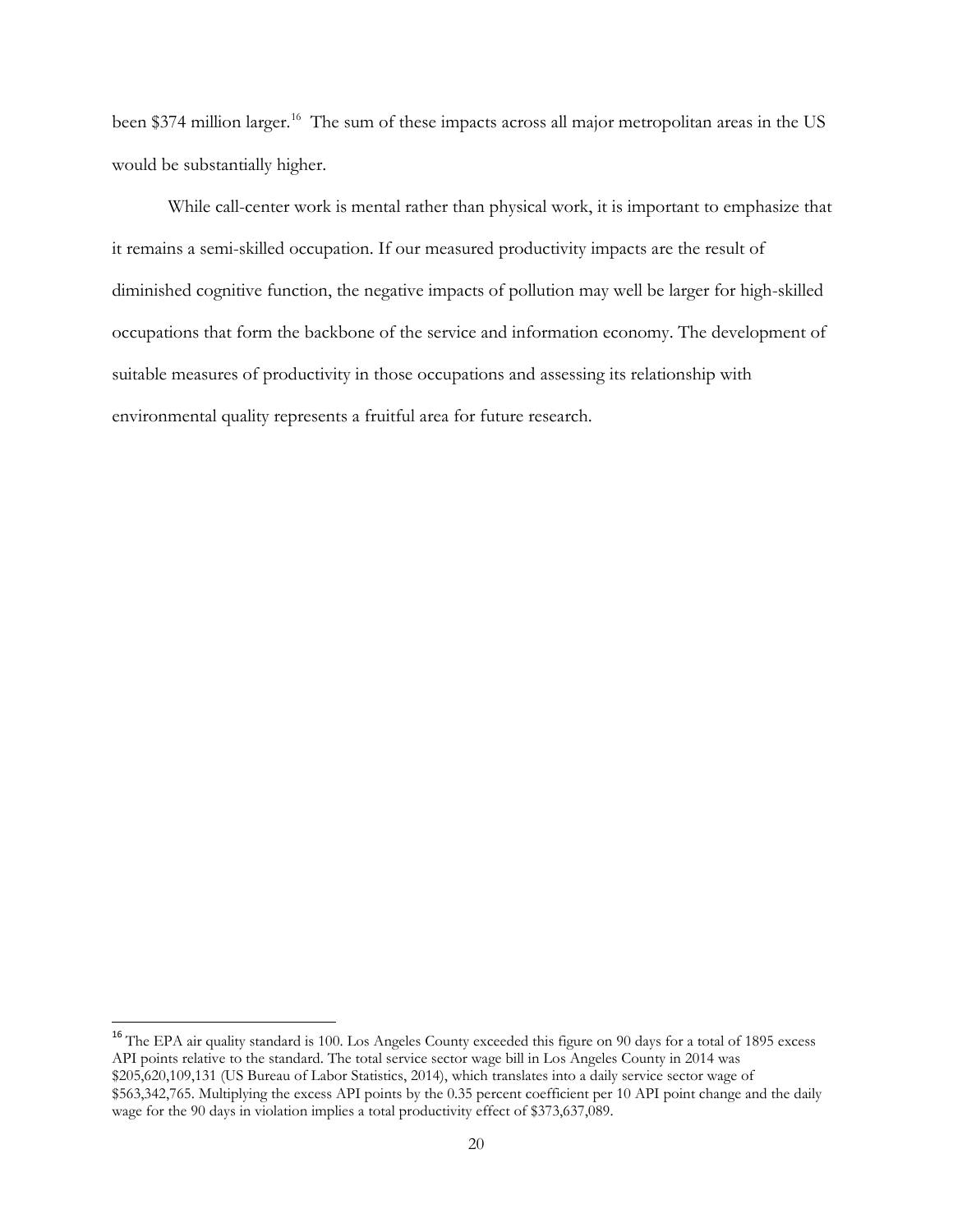been \$374 million larger.[16] The sum of these impacts across all major metropolitan areas in the US would be substantially higher.

While call-center work is mental rather than physical work, it is important to emphasize that it remains a semi-skilled occupation. If our measured productivity impacts are the result of diminished cognitive function, the negative impacts of pollution may well be larger for high-skilled occupations that form the backbone of the service and information economy. The development of suitable measures of productivity in those occupations and assessing its relationship with environmental quality represents a fruitful area for future research.

---

[16] The EPA air quality standard is 100. Los Angeles County exceeded this figure on 90 days for a total of 1895 excess API points relative to the standard. The total service sector wage bill in Los Angeles County in 2014 was \$205,620,109,131 (US Bureau of Labor Statistics, 2014), which translates into a daily service sector wage of \$563,342,765. Multiplying the excess API points by the 0.35 percent coefficient per 10 API point change and the daily wage for the 90 days in violation implies a total productivity effect of \$373,637,089.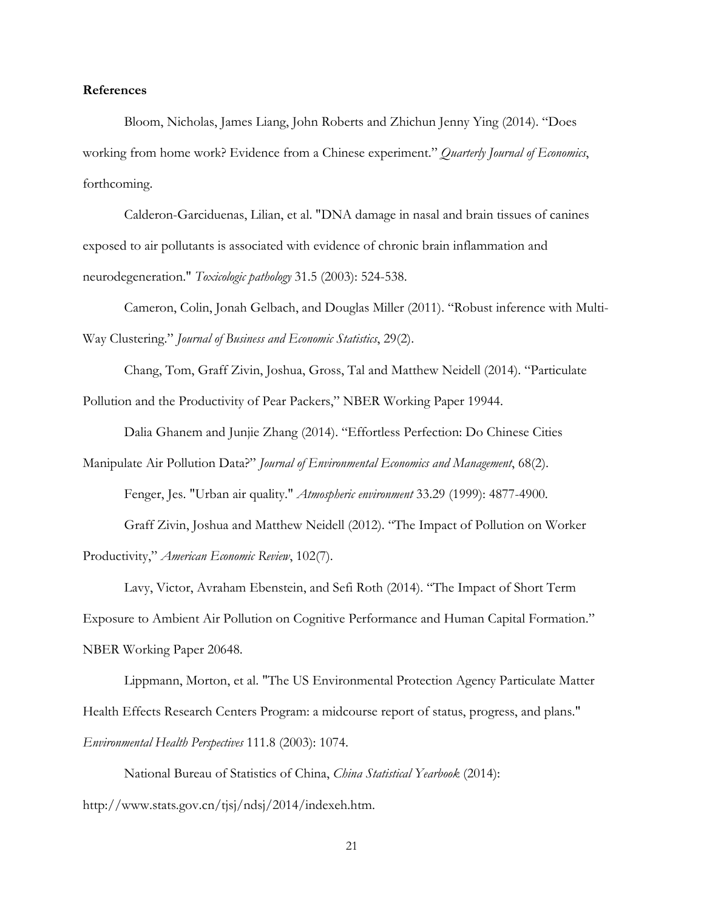**References**

Bloom, Nicholas, James Liang, John Roberts and Zhichun Jenny Ying (2014). "Does working from home work? Evidence from a Chinese experiment." *Quarterly Journal of Economics*, forthcoming.

Calderon-Garciduenas, Lilian, et al. "DNA damage in nasal and brain tissues of canines exposed to air pollutants is associated with evidence of chronic brain inflammation and neurodegeneration." *Toxicologic pathology* 31.5 (2003): 524-538.

Cameron, Colin, Jonah Gelbach, and Douglas Miller (2011). "Robust inference with Multi-Way Clustering." *Journal of Business and Economic Statistics*, 29(2).

Chang, Tom, Graff Zivin, Joshua, Gross, Tal and Matthew Neidell (2014). "Particulate Pollution and the Productivity of Pear Packers," NBER Working Paper 19944.

Dalia Ghanem and Junjie Zhang (2014). "Effortless Perfection: Do Chinese Cities Manipulate Air Pollution Data?" *Journal of Environmental Economics and Management*, 68(2).

Fenger, Jes. "Urban air quality." *Atmospheric environment* 33.29 (1999): 4877-4900.

Graff Zivin, Joshua and Matthew Neidell (2012). "The Impact of Pollution on Worker Productivity," *American Economic Review*, 102(7).

Lavy, Victor, Avraham Ebenstein, and Sefi Roth (2014). "The Impact of Short Term Exposure to Ambient Air Pollution on Cognitive Performance and Human Capital Formation." NBER Working Paper 20648.

Lippmann, Morton, et al. "The US Environmental Protection Agency Particulate Matter Health Effects Research Centers Program: a midcourse report of status, progress, and plans." *Environmental Health Perspectives* 111.8 (2003): 1074.

National Bureau of Statistics of China, *China Statistical Yearbook* (2014): http://www.stats.gov.cn/tjsj/ndsj/2014/indexeh.htm.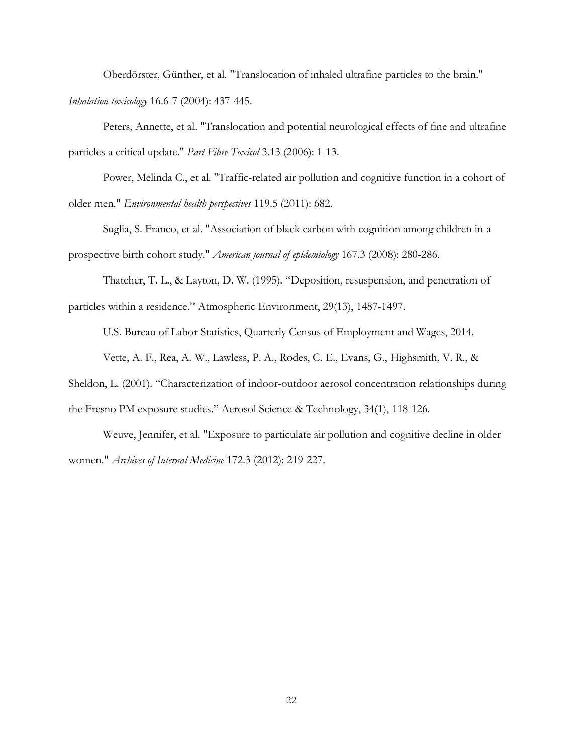Oberdörster, Günther, et al. "Translocation of inhaled ultrafine particles to the brain." *Inhalation toxicology* 16.6-7 (2004): 437-445.

Peters, Annette, et al. "Translocation and potential neurological effects of fine and ultrafine particles a critical update." *Part Fibre Toxicol* 3.13 (2006): 1-13.

Power, Melinda C., et al. "Traffic-related air pollution and cognitive function in a cohort of older men." *Environmental health perspectives* 119.5 (2011): 682.

Suglia, S. Franco, et al. "Association of black carbon with cognition among children in a prospective birth cohort study." *American journal of epidemiology* 167.3 (2008): 280-286.

Thatcher, T. L., & Layton, D. W. (1995). "Deposition, resuspension, and penetration of particles within a residence." Atmospheric Environment, 29(13), 1487-1497.

U.S. Bureau of Labor Statistics, Quarterly Census of Employment and Wages, 2014.

Vette, A. F., Rea, A. W., Lawless, P. A., Rodes, C. E., Evans, G., Highsmith, V. R., & Sheldon, L. (2001). "Characterization of indoor-outdoor aerosol concentration relationships during the Fresno PM exposure studies." Aerosol Science & Technology, 34(1), 118-126.

Weuve, Jennifer, et al. "Exposure to particulate air pollution and cognitive decline in older women." *Archives of Internal Medicine* 172.3 (2012): 219-227.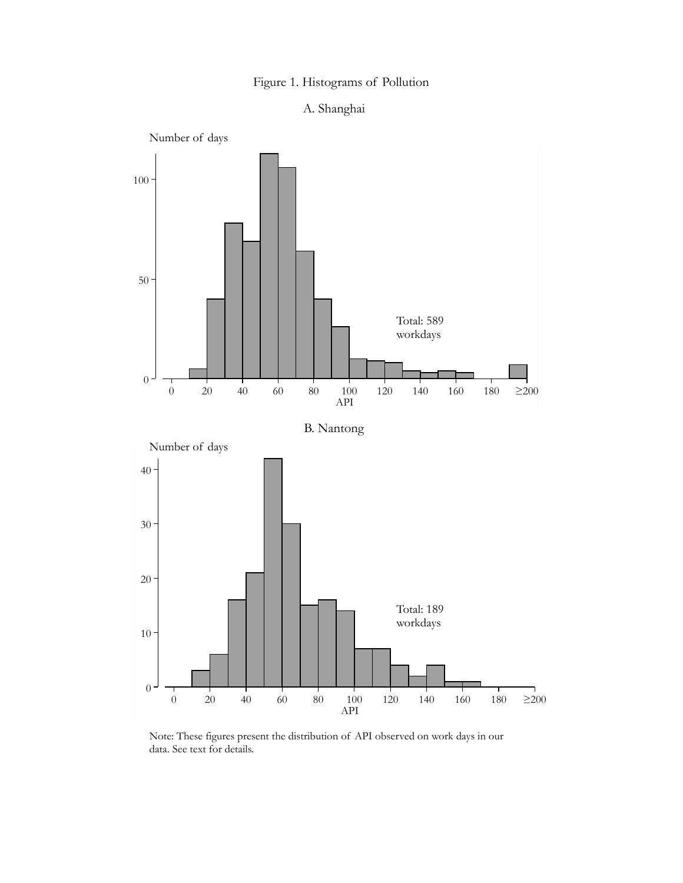Figure 1. Histograms of Pollution

A. Shanghai

B. Nantong

Note: These figures present the distribution of API observed on work days in our data. See text for details.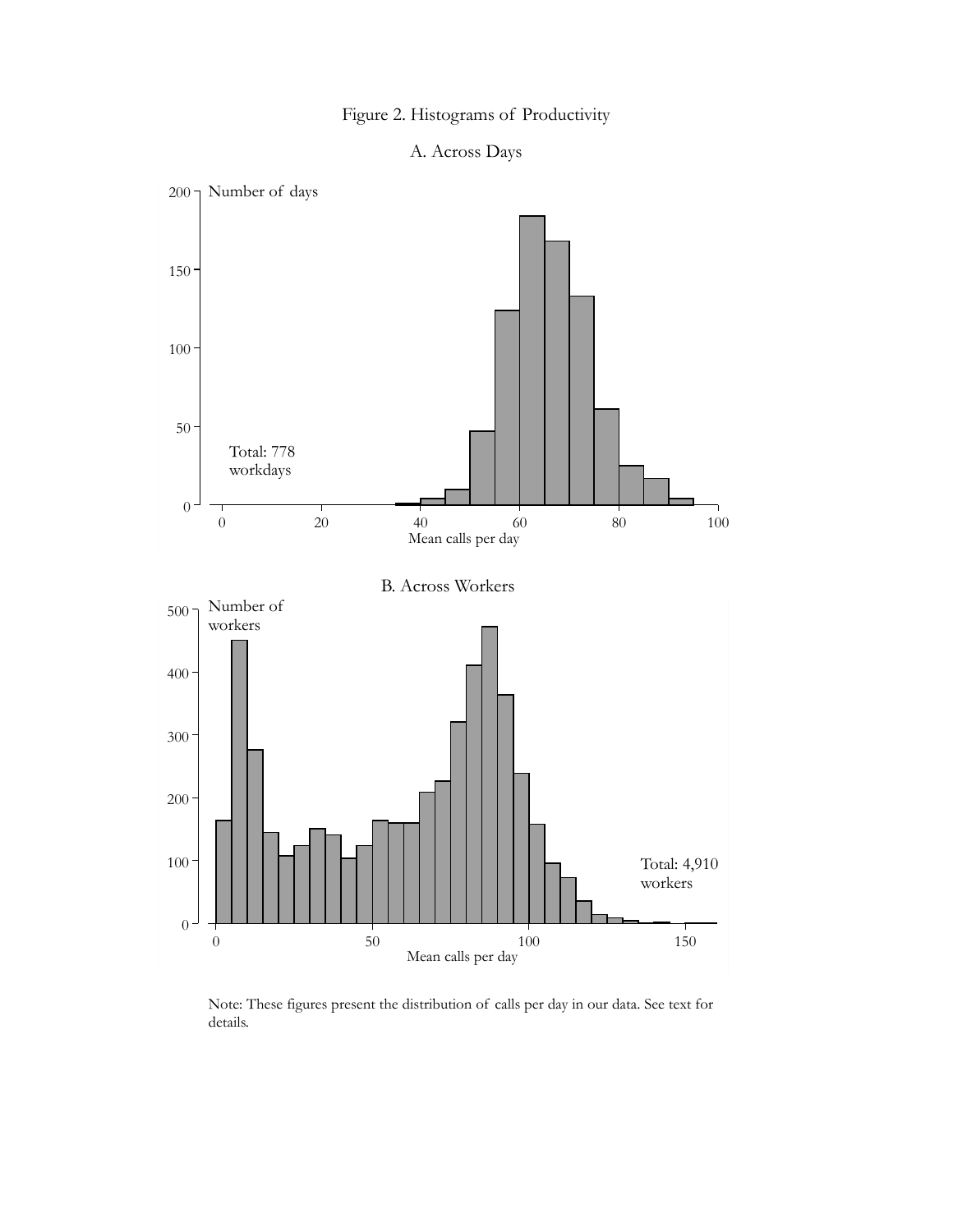Figure 2. Histograms of Productivity

A. Across Days

B. Across Workers

Note: These figures present the distribution of calls per day in our data. See text for details.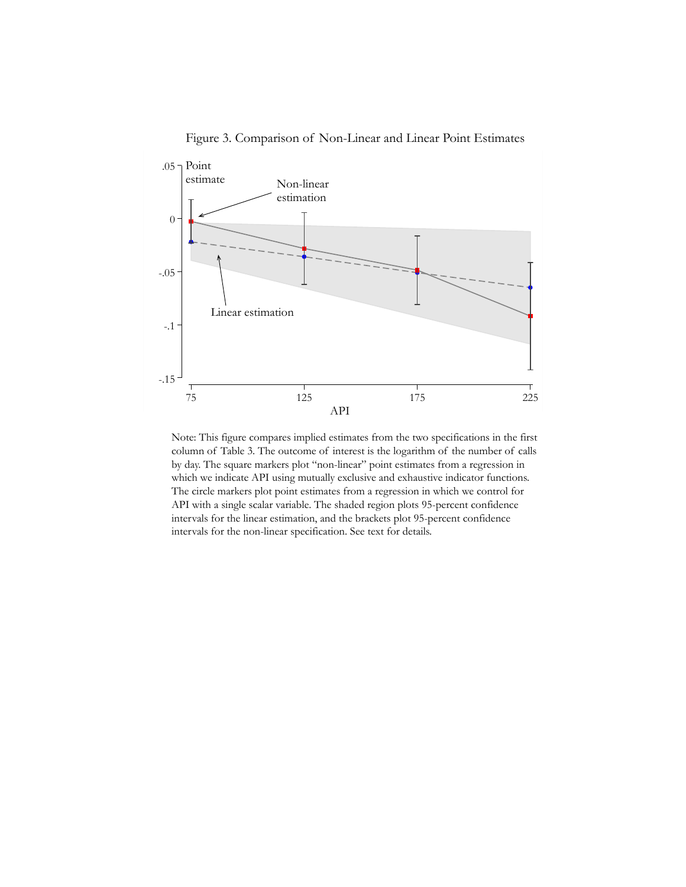Figure 3. Comparison of Non-Linear and Linear Point Estimates

Note: This figure compares implied estimates from the two specifications in the first column of Table 3. The outcome of interest is the logarithm of the number of calls by day. The square markers plot "non-linear" point estimates from a regression in which we indicate API using mutually exclusive and exhaustive indicator functions. The circle markers plot point estimates from a regression in which we control for API with a single scalar variable. The shaded region plots 95-percent confidence intervals for the linear estimation, and the brackets plot 95-percent confidence intervals for the non-linear specification. See text for details.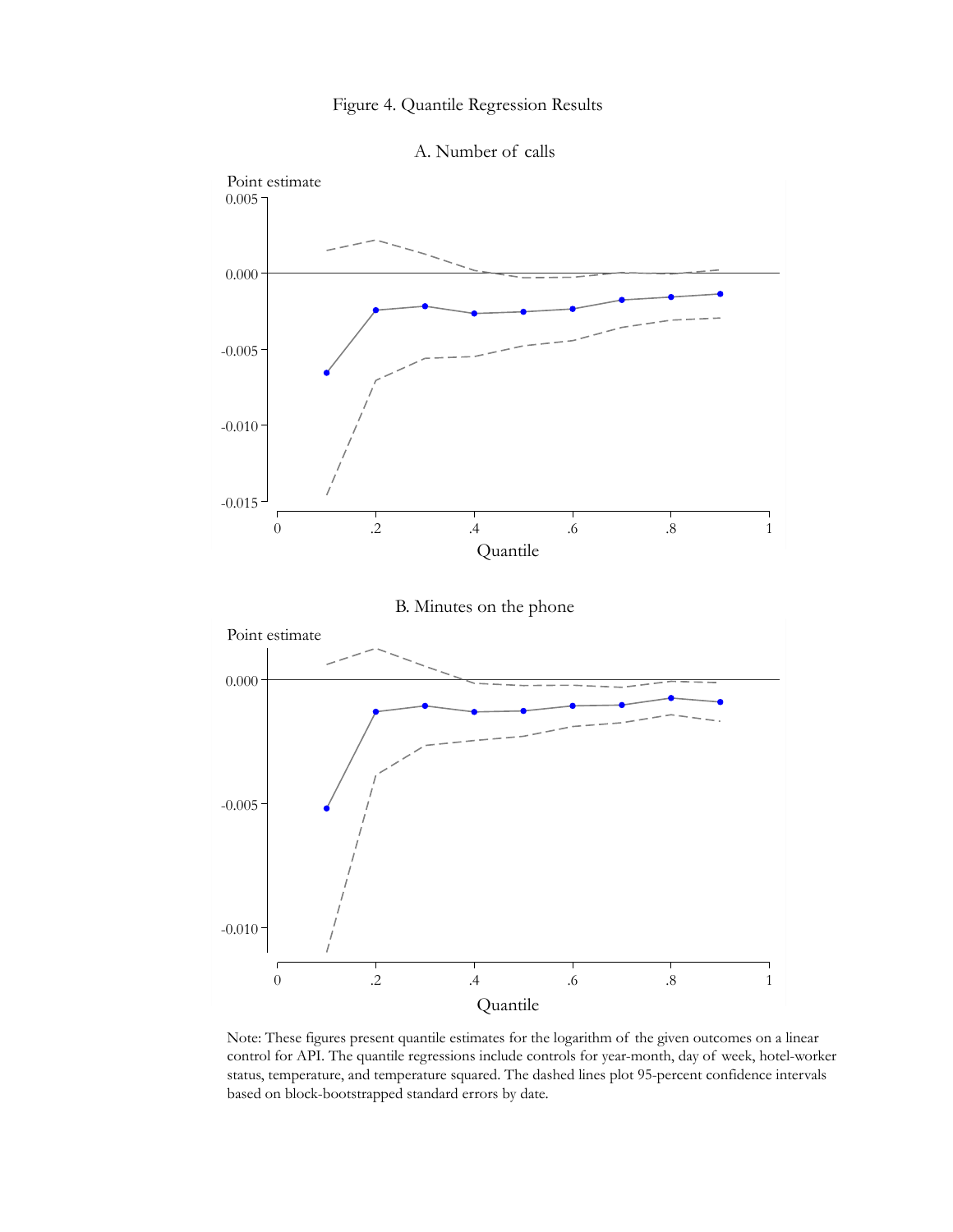Figure 4. Quantile Regression Results

A. Number of calls

B. Minutes on the phone

Note: These figures present quantile estimates for the logarithm of the given outcomes on a linear control for API. The quantile regressions include controls for year-month, day of week, hotel-worker status, temperature, and temperature squared. The dashed lines plot 95-percent confidence intervals based on block-bootstrapped standard errors by date.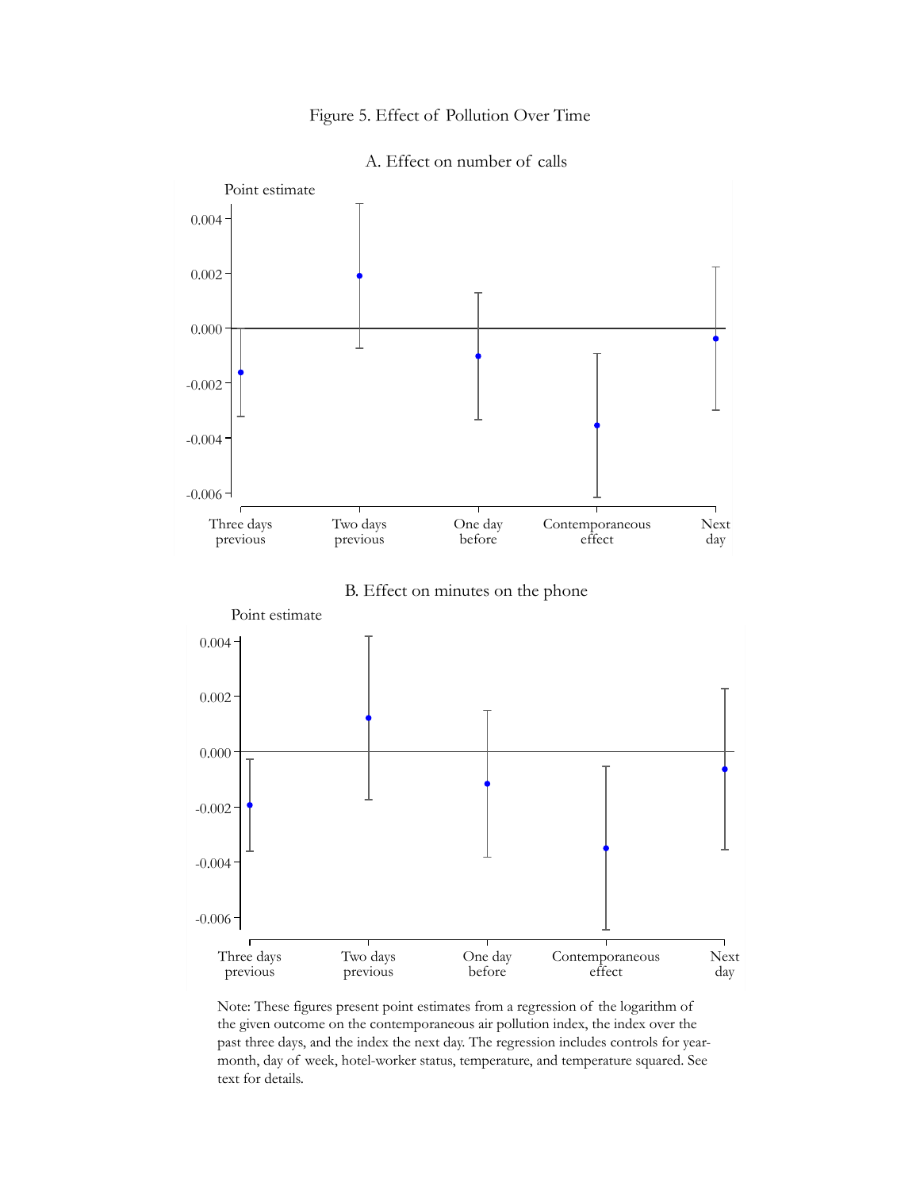Figure 5. Effect of Pollution Over Time

A. Effect on number of calls

B. Effect on minutes on the phone

Note: These figures present point estimates from a regression of the logarithm of the given outcome on the contemporaneous air pollution index, the index over the past three days, and the index the next day. The regression includes controls for year-month, day of week, hotel-worker status, temperature, and temperature squared. See text for details.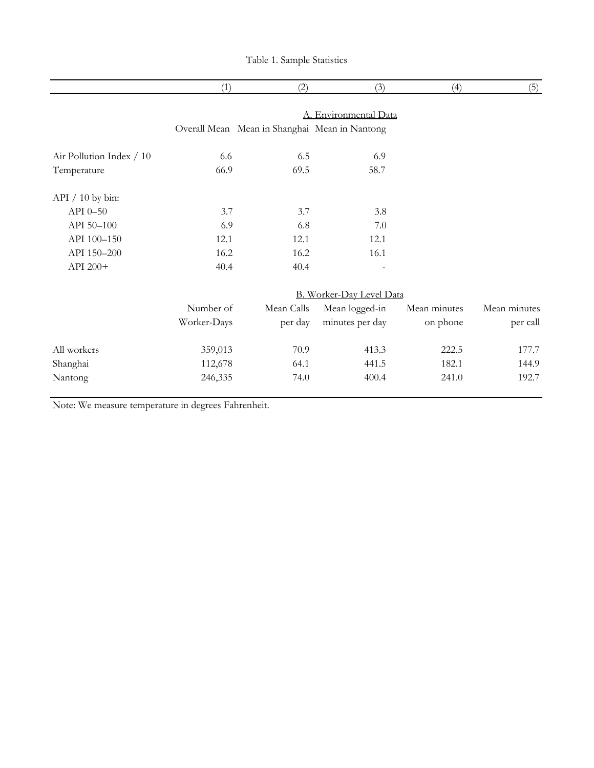Table 1. Sample Statistics

| | (1) | (2) | (3) | (4) | (5) |
|---|---|---|---|---|---|
| | | | A. Environmental Data | | |
| | Overall Mean | Mean in Shanghai | Mean in Nantong | | |
| Air Pollution Index / 10 | 6.6 | 6.5 | 6.9 | | |
| Temperature | 66.9 | 69.5 | 58.7 | | |
| API / 10 by bin: | | | | | |
| API 0–50 | 3.7 | 3.7 | 3.8 | | |
| API 50–100 | 6.9 | 6.8 | 7.0 | | |
| API 100–150 | 12.1 | 12.1 | 12.1 | | |
| API 150–200 | 16.2 | 16.2 | 16.1 | | |
| API 200+ | 40.4 | 40.4 | - | | |
| | | | B. Worker-Day Level Data | | |
| | Number of Worker-Days | Mean Calls per day | Mean logged-in minutes per day | Mean minutes on phone | Mean minutes per call |
| All workers | 359,013 | 70.9 | 413.3 | 222.5 | 177.7 |
| Shanghai | 112,678 | 64.1 | 441.5 | 182.1 | 144.9 |
| Nantong | 246,335 | 74.0 | 400.4 | 241.0 | 192.7 |

Note: We measure temperature in degrees Fahrenheit.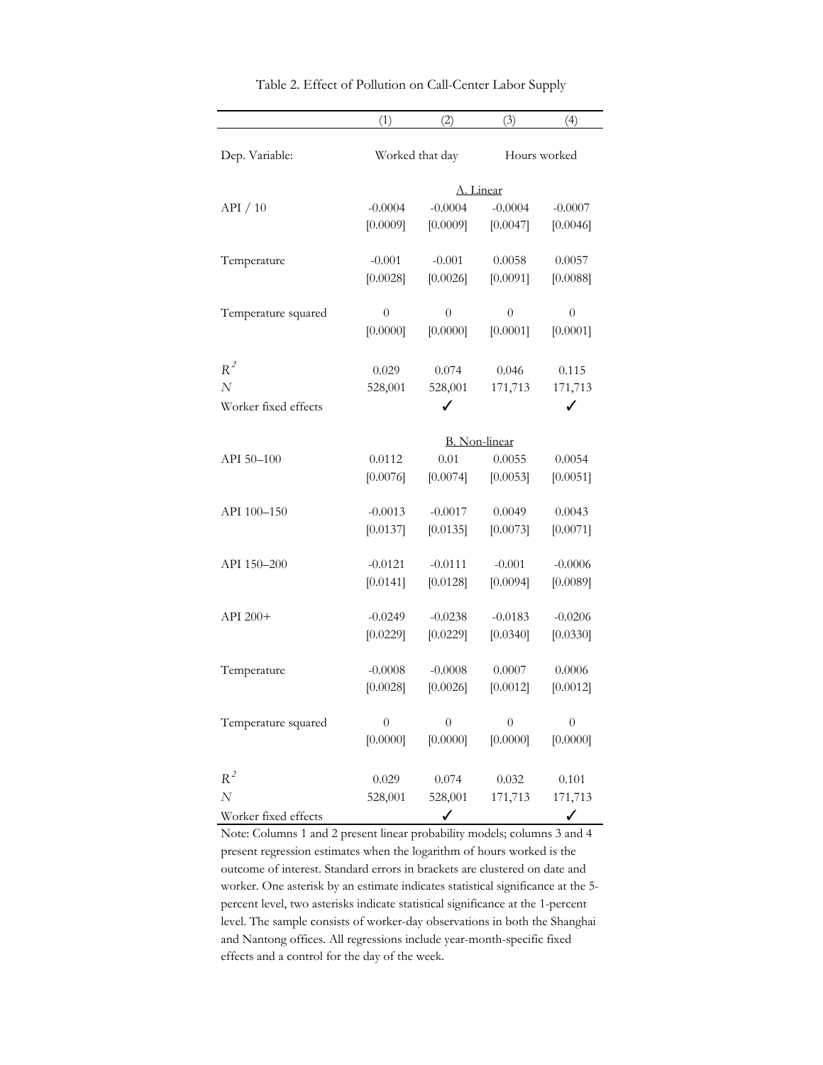Table 2. Effect of Pollution on Call-Center Labor Supply

| | (1) | (2) | (3) | (4) |
|---|---|---|---|---|
| Dep. Variable: | Worked that day | | Hours worked | |
| | A. Linear | | | |
| API / 10 | -0.0004 | -0.0004 | -0.0004 | -0.0007 |
| | [0.0009] | [0.0009] | [0.0047] | [0.0046] |
| Temperature | -0.001 | -0.001 | 0.0058 | 0.0057 |
| | [0.0028] | [0.0026] | [0.0091] | [0.0088] |
| Temperature squared | 0 | 0 | 0 | 0 |
| | [0.0000] | [0.0000] | [0.0001] | [0.0001] |
| $R^2$ | 0.029 | 0.074 | 0.046 | 0.115 |
| $N$ | 528,001 | 528,001 | 171,713 | 171,713 |
| Worker fixed effects | | ✓ | | ✓ |
| | B. Non-linear | | | |
| API 50–100 | 0.0112 | 0.01 | 0.0055 | 0.0054 |
| | [0.0076] | [0.0074] | [0.0053] | [0.0051] |
| API 100–150 | -0.0013 | -0.0017 | 0.0049 | 0.0043 |
| | [0.0137] | [0.0135] | [0.0073] | [0.0071] |
| API 150–200 | -0.0121 | -0.0111 | -0.001 | -0.0006 |
| | [0.0141] | [0.0128] | [0.0094] | [0.0089] |
| API 200+ | -0.0249 | -0.0238 | -0.0183 | -0.0206 |
| | [0.0229] | [0.0229] | [0.0340] | [0.0330] |
| Temperature | -0.0008 | -0.0008 | 0.0007 | 0.0006 |
| | [0.0028] | [0.0026] | [0.0012] | [0.0012] |
| Temperature squared | 0 | 0 | 0 | 0 |
| | [0.0000] | [0.0000] | [0.0000] | [0.0000] |
| $R^2$ | 0.029 | 0.074 | 0.032 | 0.101 |
| $N$ | 528,001 | 528,001 | 171,713 | 171,713 |
| Worker fixed effects | | ✓ | | ✓ |

Note: Columns 1 and 2 present linear probability models; columns 3 and 4 present regression estimates when the logarithm of hours worked is the outcome of interest. Standard errors in brackets are clustered on date and worker. One asterisk by an estimate indicates statistical significance at the 5-percent level, two asterisks indicate statistical significance at the 1-percent level. The sample consists of worker-day observations in both the Shanghai and Nantong offices. All regressions include year-month-specific fixed effects and a control for the day of the week.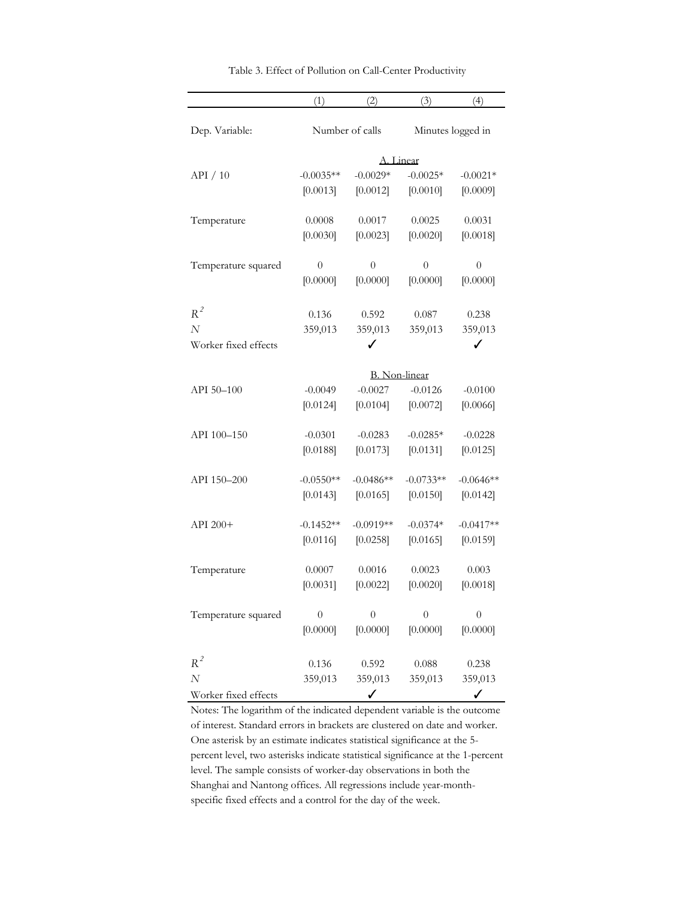Table 3. Effect of Pollution on Call-Center Productivity

| | (1) | (2) | (3) | (4) |
|---|---|---|---|---|
| Dep. Variable: | Number of calls | | Minutes logged in | |
| | A. Linear | | | |
| API / 10 | -0.0035** | -0.0029* | -0.0025* | -0.0021* |
| | [0.0013] | [0.0012] | [0.0010] | [0.0009] |
| Temperature | 0.0008 | 0.0017 | 0.0025 | 0.0031 |
| | [0.0030] | [0.0023] | [0.0020] | [0.0018] |
| Temperature squared | 0 | 0 | 0 | 0 |
| | [0.0000] | [0.0000] | [0.0000] | [0.0000] |
| $R^2$ | 0.136 | 0.592 | 0.087 | 0.238 |
| $N$ | 359,013 | 359,013 | 359,013 | 359,013 |
| Worker fixed effects | | ✓ | | ✓ |
| | B. Non-linear | | | |
| API 50–100 | -0.0049 | -0.0027 | -0.0126 | -0.0100 |
| | [0.0124] | [0.0104] | [0.0072] | [0.0066] |
| API 100–150 | -0.0301 | -0.0283 | -0.0285* | -0.0228 |
| | [0.0188] | [0.0173] | [0.0131] | [0.0125] |
| API 150–200 | -0.0550** | -0.0486** | -0.0733** | -0.0646** |
| | [0.0143] | [0.0165] | [0.0150] | [0.0142] |
| API 200+ | -0.1452** | -0.0919** | -0.0374* | -0.0417** |
| | [0.0116] | [0.0258] | [0.0165] | [0.0159] |
| Temperature | 0.0007 | 0.0016 | 0.0023 | 0.003 |
| | [0.0031] | [0.0022] | [0.0020] | [0.0018] |
| Temperature squared | 0 | 0 | 0 | 0 |
| | [0.0000] | [0.0000] | [0.0000] | [0.0000] |
| $R^2$ | 0.136 | 0.592 | 0.088 | 0.238 |
| $N$ | 359,013 | 359,013 | 359,013 | 359,013 |
| Worker fixed effects | | ✓ | | ✓ |

Notes: The logarithm of the indicated dependent variable is the outcome of interest. Standard errors in brackets are clustered on date and worker. One asterisk by an estimate indicates statistical significance at the 5-percent level, two asterisks indicate statistical significance at the 1-percent level. The sample consists of worker-day observations in both the Shanghai and Nantong offices. All regressions include year-month-specific fixed effects and a control for the day of the week.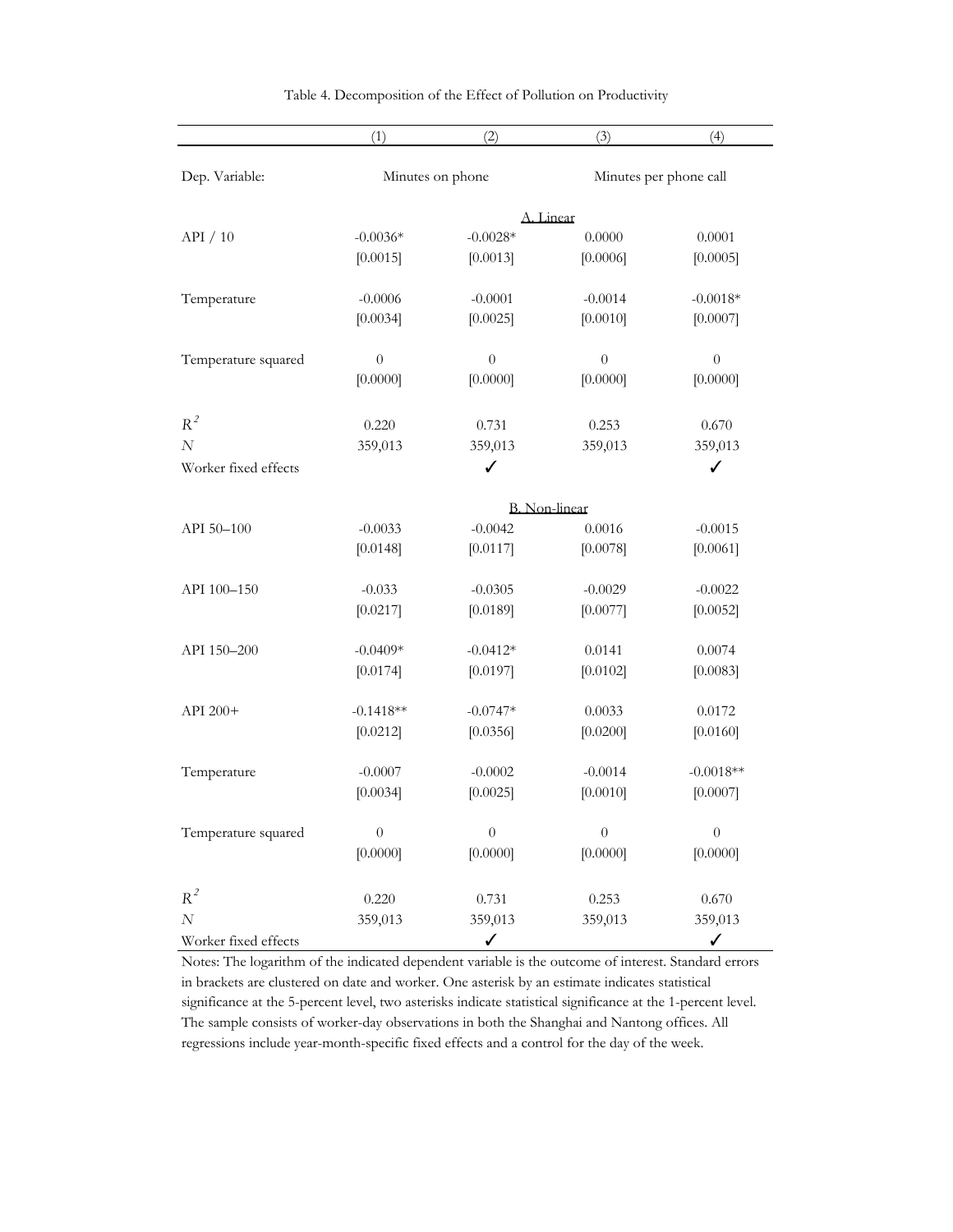Table 4. Decomposition of the Effect of Pollution on Productivity

| | (1) | (2) | (3) | (4) |
|---|---|---|---|---|
| Dep. Variable: | Minutes on phone | | Minutes per phone call | |
| | | A. Linear | | |
| API / 10 | -0.0036* | -0.0028* | 0.0000 | 0.0001 |
| | [0.0015] | [0.0013] | [0.0006] | [0.0005] |
| Temperature | -0.0006 | -0.0001 | -0.0014 | -0.0018* |
| | [0.0034] | [0.0025] | [0.0010] | [0.0007] |
| Temperature squared | 0 | 0 | 0 | 0 |
| | [0.0000] | [0.0000] | [0.0000] | [0.0000] |
| $R^2$ | 0.220 | 0.731 | 0.253 | 0.670 |
| $N$ | 359,013 | 359,013 | 359,013 | 359,013 |
| Worker fixed effects | | ✓ | | ✓ |
| | | B. Non-linear | | |
| API 50–100 | -0.0033 | -0.0042 | 0.0016 | -0.0015 |
| | [0.0148] | [0.0117] | [0.0078] | [0.0061] |
| API 100–150 | -0.033 | -0.0305 | -0.0029 | -0.0022 |
| | [0.0217] | [0.0189] | [0.0077] | [0.0052] |
| API 150–200 | -0.0409* | -0.0412* | 0.0141 | 0.0074 |
| | [0.0174] | [0.0197] | [0.0102] | [0.0083] |
| API 200+ | -0.1418** | -0.0747* | 0.0033 | 0.0172 |
| | [0.0212] | [0.0356] | [0.0200] | [0.0160] |
| Temperature | -0.0007 | -0.0002 | -0.0014 | -0.0018** |
| | [0.0034] | [0.0025] | [0.0010] | [0.0007] |
| Temperature squared | 0 | 0 | 0 | 0 |
| | [0.0000] | [0.0000] | [0.0000] | [0.0000] |
| $R^2$ | 0.220 | 0.731 | 0.253 | 0.670 |
| $N$ | 359,013 | 359,013 | 359,013 | 359,013 |
| Worker fixed effects | | ✓ | | ✓ |

Notes: The logarithm of the indicated dependent variable is the outcome of interest. Standard errors in brackets are clustered on date and worker. One asterisk by an estimate indicates statistical significance at the 5-percent level, two asterisks indicate statistical significance at the 1-percent level. The sample consists of worker-day observations in both the Shanghai and Nantong offices. All regressions include year-month-specific fixed effects and a control for the day of the week.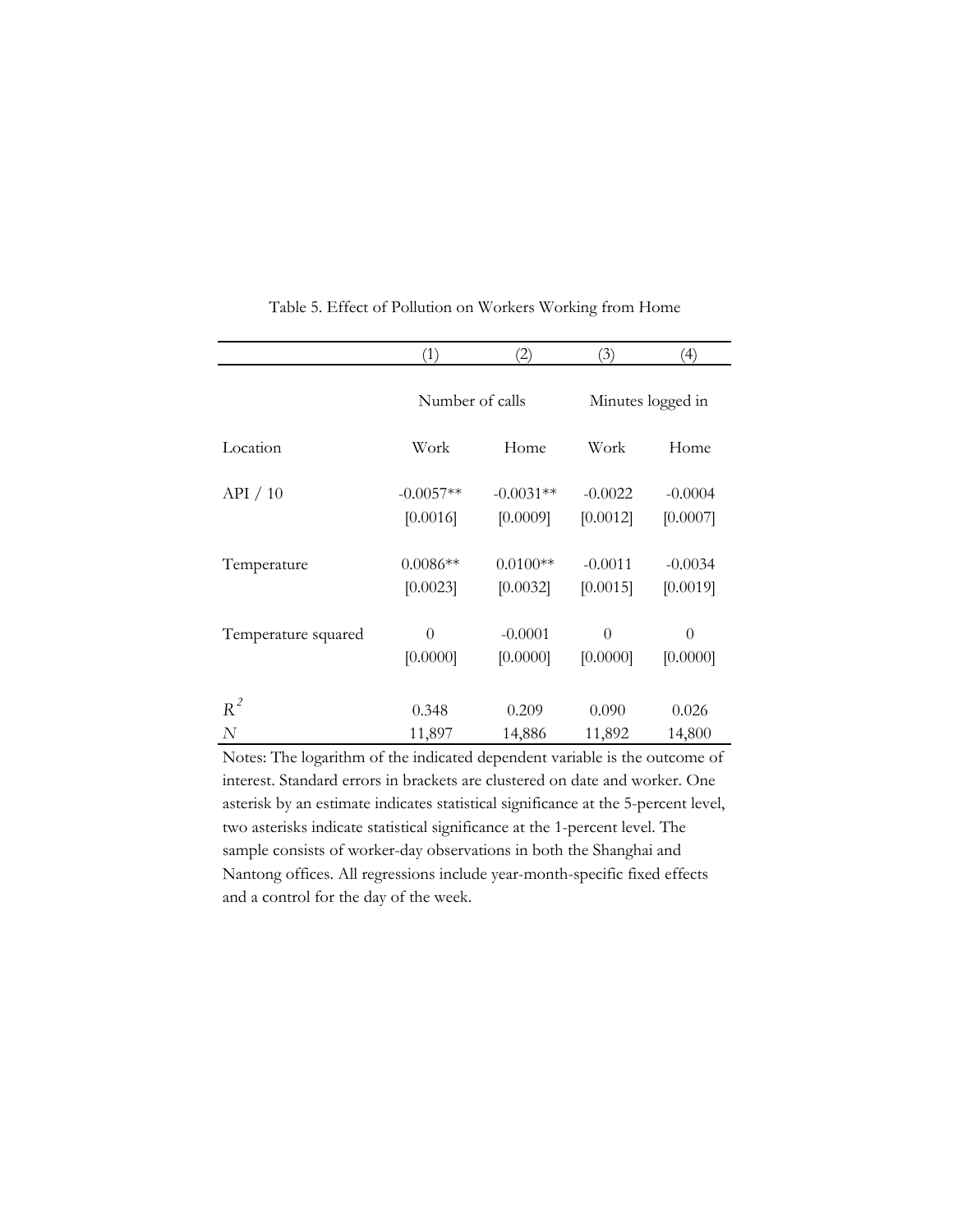Table 5. Effect of Pollution on Workers Working from Home

| | (1) | (2) | (3) | (4) |
|---|---|---|---|---|
| | Number of calls | | Minutes logged in | |
| Location | Work | Home | Work | Home |
| API / 10 | -0.0057** | -0.0031** | -0.0022 | -0.0004 |
| | [0.0016] | [0.0009] | [0.0012] | [0.0007] |
| Temperature | 0.0086** | 0.0100** | -0.0011 | -0.0034 |
| | [0.0023] | [0.0032] | [0.0015] | [0.0019] |
| Temperature squared | 0 | -0.0001 | 0 | 0 |
| | [0.0000] | [0.0000] | [0.0000] | [0.0000] |
| $R^2$ | 0.348 | 0.209 | 0.090 | 0.026 |
| $N$ | 11,897 | 14,886 | 11,892 | 14,800 |

Notes: The logarithm of the indicated dependent variable is the outcome of interest. Standard errors in brackets are clustered on date and worker. One asterisk by an estimate indicates statistical significance at the 5-percent level, two asterisks indicate statistical significance at the 1-percent level. The sample consists of worker-day observations in both the Shanghai and Nantong offices. All regressions include year-month-specific fixed effects and a control for the day of the week.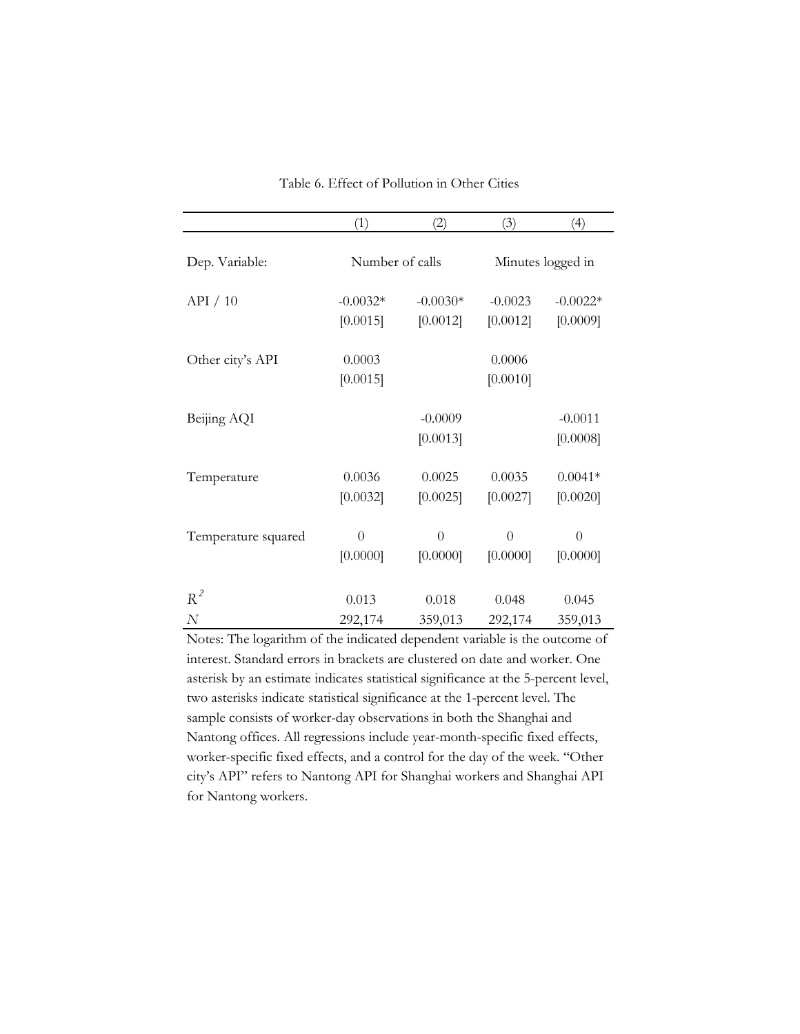Table 6. Effect of Pollution in Other Cities

| | (1) | (2) | (3) | (4) |
|---|---|---|---|---|
| Dep. Variable: | Number of calls | | Minutes logged in | |
| API / 10 | -0.0032* | -0.0030* | -0.0023 | -0.0022* |
| | [0.0015] | [0.0012] | [0.0012] | [0.0009] |
| Other city's API | 0.0003 | | 0.0006 | |
| | [0.0015] | | [0.0010] | |
| Beijing AQI | | -0.0009 | | -0.0011 |
| | | [0.0013] | | [0.0008] |
| Temperature | 0.0036 | 0.0025 | 0.0035 | 0.0041* |
| | [0.0032] | [0.0025] | [0.0027] | [0.0020] |
| Temperature squared | 0 | 0 | 0 | 0 |
| | [0.0000] | [0.0000] | [0.0000] | [0.0000] |
| $R^2$ | 0.013 | 0.018 | 0.048 | 0.045 |
| $N$ | 292,174 | 359,013 | 292,174 | 359,013 |

Notes: The logarithm of the indicated dependent variable is the outcome of interest. Standard errors in brackets are clustered on date and worker. One asterisk by an estimate indicates statistical significance at the 5-percent level, two asterisks indicate statistical significance at the 1-percent level. The sample consists of worker-day observations in both the Shanghai and Nantong offices. All regressions include year-month-specific fixed effects, worker-specific fixed effects, and a control for the day of the week. "Other city's API" refers to Nantong API for Shanghai workers and Shanghai API for Nantong workers.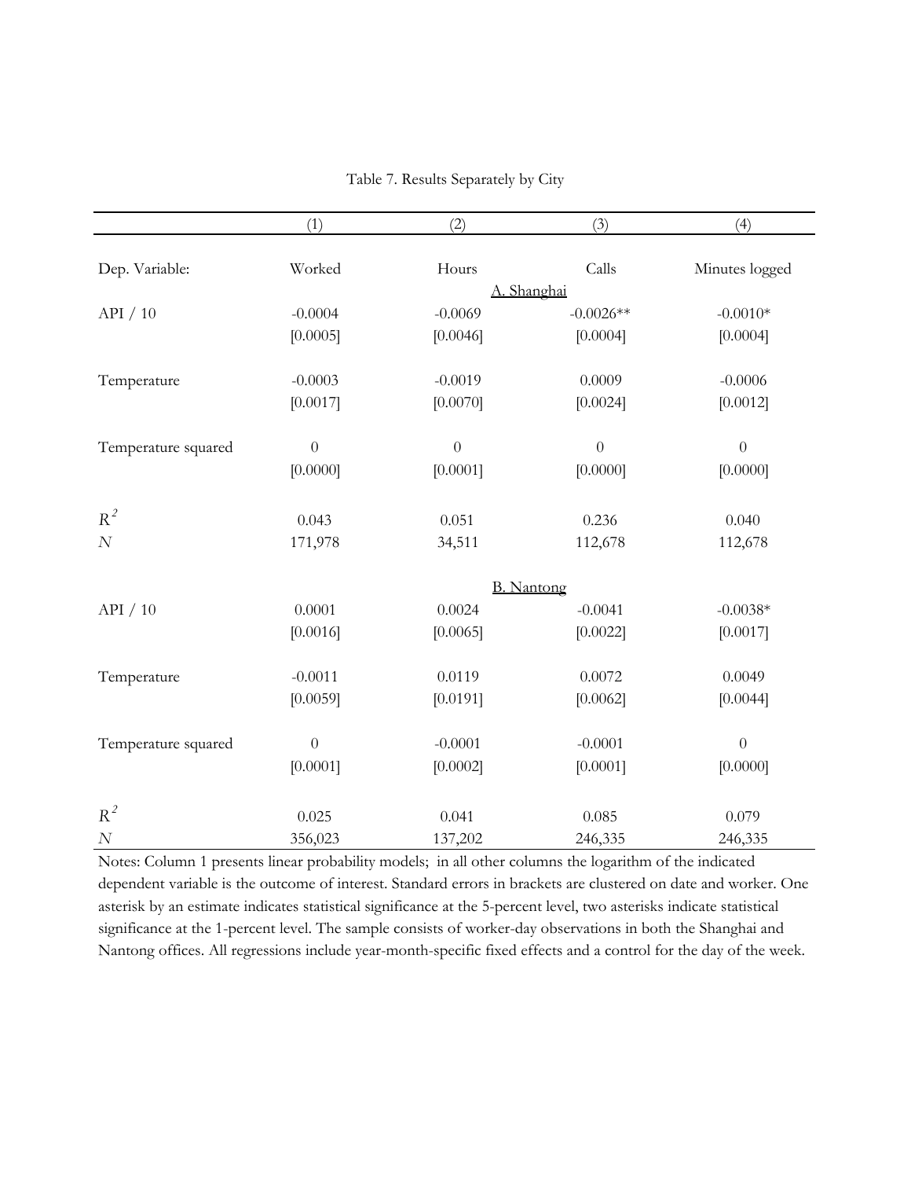Table 7. Results Separately by City

| | (1) | (2) | (3) | (4) |
|---|---|---|---|---|
| Dep. Variable: | Worked | Hours | Calls | Minutes logged |
| | | A. Shanghai | | |
| API / 10 | -0.0004 | -0.0069 | -0.0026** | -0.0010* |
| | [0.0005] | [0.0046] | [0.0004] | [0.0004] |
| Temperature | -0.0003 | -0.0019 | 0.0009 | -0.0006 |
| | [0.0017] | [0.0070] | [0.0024] | [0.0012] |
| Temperature squared | 0 | 0 | 0 | 0 |
| | [0.0000] | [0.0001] | [0.0000] | [0.0000] |
| $R^2$ | 0.043 | 0.051 | 0.236 | 0.040 |
| $N$ | 171,978 | 34,511 | 112,678 | 112,678 |
| | | B. Nantong | | |
| API / 10 | 0.0001 | 0.0024 | -0.0041 | -0.0038* |
| | [0.0016] | [0.0065] | [0.0022] | [0.0017] |
| Temperature | -0.0011 | 0.0119 | 0.0072 | 0.0049 |
| | [0.0059] | [0.0191] | [0.0062] | [0.0044] |
| Temperature squared | 0 | -0.0001 | -0.0001 | 0 |
| | [0.0001] | [0.0002] | [0.0001] | [0.0000] |
| $R^2$ | 0.025 | 0.041 | 0.085 | 0.079 |
| $N$ | 356,023 | 137,202 | 246,335 | 246,335 |

Notes: Column 1 presents linear probability models; in all other columns the logarithm of the indicated dependent variable is the outcome of interest. Standard errors in brackets are clustered on date and worker. One asterisk by an estimate indicates statistical significance at the 5-percent level, two asterisks indicate statistical significance at the 1-percent level. The sample consists of worker-day observations in both the Shanghai and Nantong offices. All regressions include year-month-specific fixed effects and a control for the day of the week.